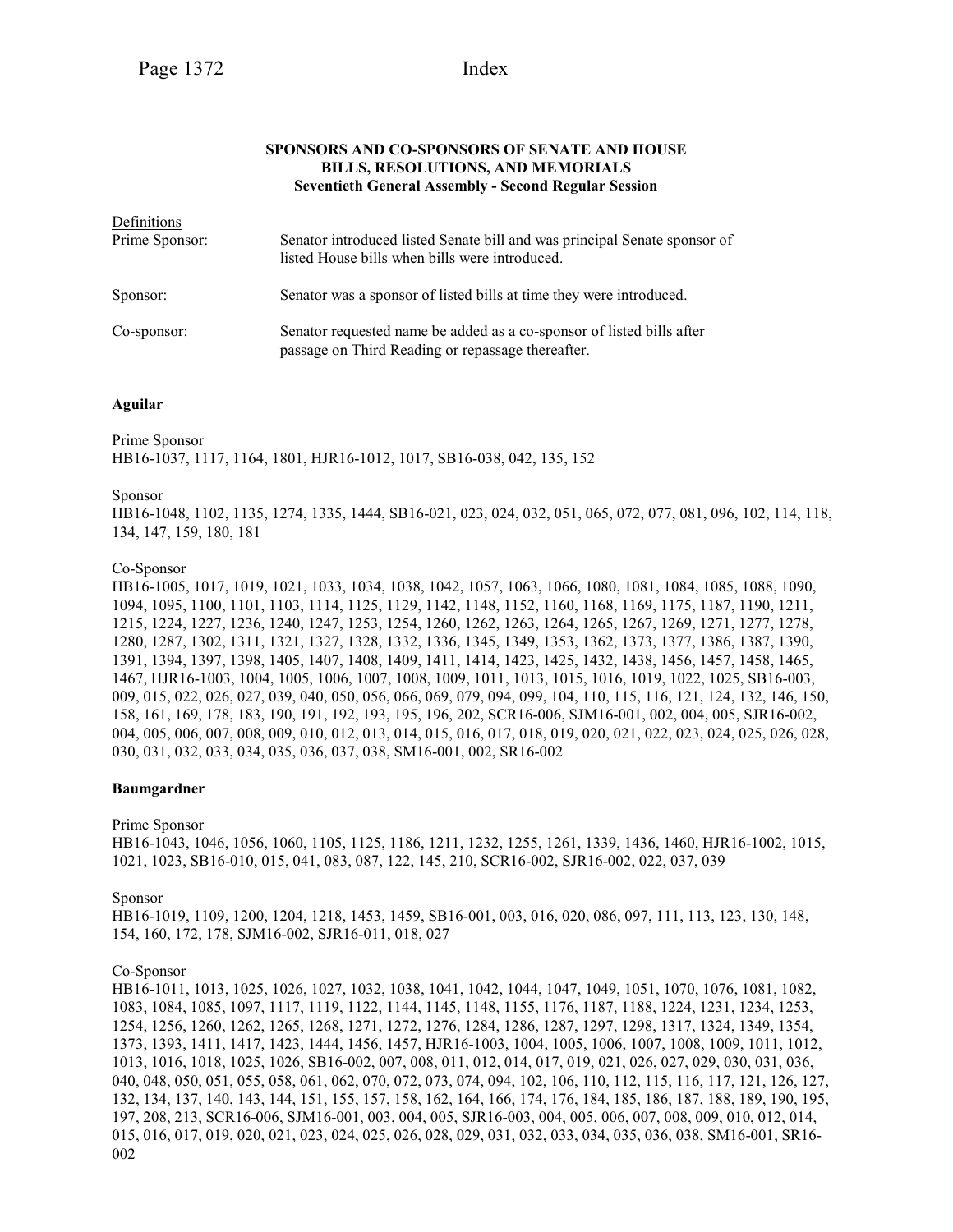**SPONSORS AND CO-SPONSORS OF SENATE AND HOUSE BILLS, RESOLUTIONS, AND MEMORIALS**
**Seventieth General Assembly - Second Regular Session**

Definitions

Prime Sponsor: Senator introduced listed Senate bill and was principal Senate sponsor of listed House bills when bills were introduced.

Sponsor: Senator was a sponsor of listed bills at time they were introduced.

Co-sponsor: Senator requested name be added as a co-sponsor of listed bills after passage on Third Reading or repassage thereafter.

**Aguilar**

Prime Sponsor
HB16-1037, 1117, 1164, 1801, HJR16-1012, 1017, SB16-038, 042, 135, 152

Sponsor
HB16-1048, 1102, 1135, 1274, 1335, 1444, SB16-021, 023, 024, 032, 051, 065, 072, 077, 081, 096, 102, 114, 118, 134, 147, 159, 180, 181

Co-Sponsor
HB16-1005, 1017, 1019, 1021, 1033, 1034, 1038, 1042, 1057, 1063, 1066, 1080, 1081, 1084, 1085, 1088, 1090, 1094, 1095, 1100, 1101, 1103, 1114, 1125, 1129, 1142, 1148, 1152, 1160, 1168, 1169, 1175, 1187, 1190, 1211, 1215, 1224, 1227, 1236, 1240, 1247, 1253, 1254, 1260, 1262, 1263, 1264, 1265, 1267, 1269, 1271, 1277, 1278, 1280, 1287, 1302, 1311, 1321, 1327, 1328, 1332, 1336, 1345, 1349, 1353, 1362, 1373, 1377, 1386, 1387, 1390, 1391, 1394, 1397, 1398, 1405, 1407, 1408, 1409, 1411, 1414, 1423, 1425, 1432, 1438, 1456, 1457, 1458, 1465, 1467, HJR16-1003, 1004, 1005, 1006, 1007, 1008, 1009, 1011, 1013, 1015, 1016, 1019, 1022, 1025, SB16-003, 009, 015, 022, 026, 027, 039, 040, 050, 056, 066, 069, 079, 094, 099, 104, 110, 115, 116, 121, 124, 132, 146, 150, 158, 161, 169, 178, 183, 190, 191, 192, 193, 195, 196, 202, SCR16-006, SJM16-001, 002, 004, 005, SJR16-002, 004, 005, 006, 007, 008, 009, 010, 012, 013, 014, 015, 016, 017, 018, 019, 020, 021, 022, 023, 024, 025, 026, 028, 030, 031, 032, 033, 034, 035, 036, 037, 038, SM16-001, 002, SR16-002

**Baumgardner**

Prime Sponsor
HB16-1043, 1046, 1056, 1060, 1105, 1125, 1186, 1211, 1232, 1255, 1261, 1339, 1436, 1460, HJR16-1002, 1015, 1021, 1023, SB16-010, 015, 041, 083, 087, 122, 145, 210, SCR16-002, SJR16-002, 022, 037, 039

Sponsor
HB16-1019, 1109, 1200, 1204, 1218, 1453, 1459, SB16-001, 003, 016, 020, 086, 097, 111, 113, 123, 130, 148, 154, 160, 172, 178, SJM16-002, SJR16-011, 018, 027

Co-Sponsor
HB16-1011, 1013, 1025, 1026, 1027, 1032, 1038, 1041, 1042, 1044, 1047, 1049, 1051, 1070, 1076, 1081, 1082, 1083, 1084, 1085, 1097, 1117, 1119, 1122, 1144, 1145, 1148, 1155, 1176, 1187, 1188, 1224, 1231, 1234, 1253, 1254, 1256, 1260, 1262, 1265, 1268, 1271, 1272, 1276, 1284, 1286, 1287, 1297, 1298, 1317, 1324, 1349, 1354, 1373, 1393, 1411, 1417, 1423, 1444, 1456, 1457, HJR16-1003, 1004, 1005, 1006, 1007, 1008, 1009, 1011, 1012, 1013, 1016, 1018, 1025, 1026, SB16-002, 007, 008, 011, 012, 014, 017, 019, 021, 026, 027, 029, 030, 031, 036, 040, 048, 050, 051, 055, 058, 061, 062, 070, 072, 073, 074, 094, 102, 106, 110, 112, 115, 116, 117, 121, 126, 127, 132, 134, 137, 140, 143, 144, 151, 155, 157, 158, 162, 164, 166, 174, 176, 184, 185, 186, 187, 188, 189, 190, 195, 197, 208, 213, SCR16-006, SJM16-001, 003, 004, 005, SJR16-003, 004, 005, 006, 007, 008, 009, 010, 012, 014, 015, 016, 017, 019, 020, 021, 023, 024, 025, 026, 028, 029, 031, 032, 033, 034, 035, 036, 038, SM16-001, SR16-002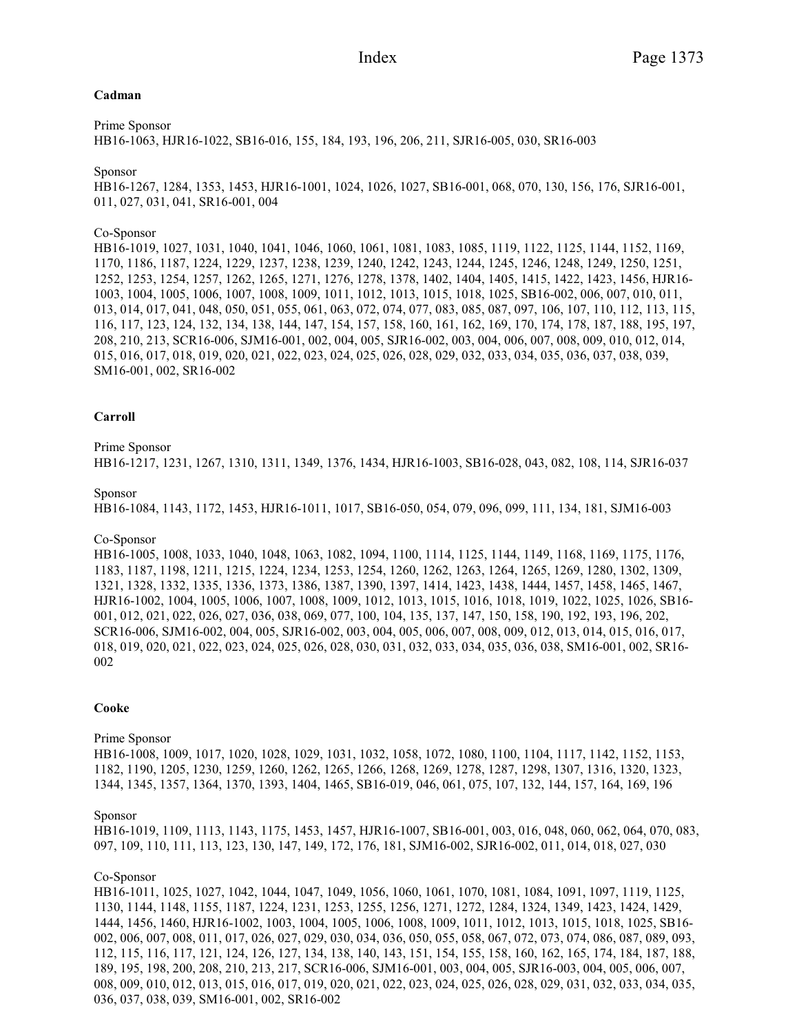**Cadman**

Prime Sponsor
HB16-1063, HJR16-1022, SB16-016, 155, 184, 193, 196, 206, 211, SJR16-005, 030, SR16-003

Sponsor
HB16-1267, 1284, 1353, 1453, HJR16-1001, 1024, 1026, 1027, SB16-001, 068, 070, 130, 156, 176, SJR16-001, 011, 027, 031, 041, SR16-001, 004

Co-Sponsor
HB16-1019, 1027, 1031, 1040, 1041, 1046, 1060, 1061, 1081, 1083, 1085, 1119, 1122, 1125, 1144, 1152, 1169, 1170, 1186, 1187, 1224, 1229, 1237, 1238, 1239, 1240, 1242, 1243, 1244, 1245, 1246, 1248, 1249, 1250, 1251, 1252, 1253, 1254, 1257, 1262, 1265, 1271, 1276, 1278, 1378, 1402, 1404, 1405, 1415, 1422, 1423, 1456, HJR16-1003, 1004, 1005, 1006, 1007, 1008, 1009, 1011, 1012, 1013, 1015, 1018, 1025, SB16-002, 006, 007, 010, 011, 013, 014, 017, 041, 048, 050, 051, 055, 061, 063, 072, 074, 077, 083, 085, 087, 097, 106, 107, 110, 112, 113, 115, 116, 117, 123, 124, 132, 134, 138, 144, 147, 154, 157, 158, 160, 161, 162, 169, 170, 174, 178, 187, 188, 195, 197, 208, 210, 213, SCR16-006, SJM16-001, 002, 004, 005, SJR16-002, 003, 004, 006, 007, 008, 009, 010, 012, 014, 015, 016, 017, 018, 019, 020, 021, 022, 023, 024, 025, 026, 028, 029, 032, 033, 034, 035, 036, 037, 038, 039, SM16-001, 002, SR16-002

**Carroll**

Prime Sponsor
HB16-1217, 1231, 1267, 1310, 1311, 1349, 1376, 1434, HJR16-1003, SB16-028, 043, 082, 108, 114, SJR16-037

Sponsor
HB16-1084, 1143, 1172, 1453, HJR16-1011, 1017, SB16-050, 054, 079, 096, 099, 111, 134, 181, SJM16-003

Co-Sponsor
HB16-1005, 1008, 1033, 1040, 1048, 1063, 1082, 1094, 1100, 1114, 1125, 1144, 1149, 1168, 1169, 1175, 1176, 1183, 1187, 1198, 1211, 1215, 1224, 1234, 1253, 1254, 1260, 1262, 1263, 1264, 1265, 1269, 1280, 1302, 1309, 1321, 1328, 1332, 1335, 1336, 1373, 1386, 1387, 1390, 1397, 1414, 1423, 1438, 1444, 1457, 1458, 1465, 1467, HJR16-1002, 1004, 1005, 1006, 1007, 1008, 1009, 1012, 1013, 1015, 1016, 1018, 1019, 1022, 1025, 1026, SB16-001, 012, 021, 022, 026, 027, 036, 038, 069, 077, 100, 104, 135, 137, 147, 150, 158, 190, 192, 193, 196, 202, SCR16-006, SJM16-002, 004, 005, SJR16-002, 003, 004, 005, 006, 007, 008, 009, 012, 013, 014, 015, 016, 017, 018, 019, 020, 021, 022, 023, 024, 025, 026, 028, 030, 031, 032, 033, 034, 035, 036, 038, SM16-001, 002, SR16-002

**Cooke**

Prime Sponsor
HB16-1008, 1009, 1017, 1020, 1028, 1029, 1031, 1032, 1058, 1072, 1080, 1100, 1104, 1117, 1142, 1152, 1153, 1182, 1190, 1205, 1230, 1259, 1260, 1262, 1265, 1266, 1268, 1269, 1278, 1287, 1298, 1307, 1316, 1320, 1323, 1344, 1345, 1357, 1364, 1370, 1393, 1404, 1465, SB16-019, 046, 061, 075, 107, 132, 144, 157, 164, 169, 196

Sponsor
HB16-1019, 1109, 1113, 1143, 1175, 1453, 1457, HJR16-1007, SB16-001, 003, 016, 048, 060, 062, 064, 070, 083, 097, 109, 110, 111, 113, 123, 130, 147, 149, 172, 176, 181, SJM16-002, SJR16-002, 011, 014, 018, 027, 030

Co-Sponsor
HB16-1011, 1025, 1027, 1042, 1044, 1047, 1049, 1056, 1060, 1061, 1070, 1081, 1084, 1091, 1097, 1119, 1125, 1130, 1144, 1148, 1155, 1187, 1224, 1231, 1253, 1255, 1256, 1271, 1272, 1284, 1324, 1349, 1423, 1424, 1429, 1444, 1456, 1460, HJR16-1002, 1003, 1004, 1005, 1006, 1008, 1009, 1011, 1012, 1013, 1015, 1018, 1025, SB16-002, 006, 007, 008, 011, 017, 026, 027, 029, 030, 034, 036, 050, 055, 058, 067, 072, 073, 074, 086, 087, 089, 093, 112, 115, 116, 117, 121, 124, 126, 127, 134, 138, 140, 143, 151, 154, 155, 158, 160, 162, 165, 174, 184, 187, 188, 189, 195, 198, 200, 208, 210, 213, 217, SCR16-006, SJM16-001, 003, 004, 005, SJR16-003, 004, 005, 006, 007, 008, 009, 010, 012, 013, 015, 016, 017, 019, 020, 021, 022, 023, 024, 025, 026, 028, 029, 031, 032, 033, 034, 035, 036, 037, 038, 039, SM16-001, 002, SR16-002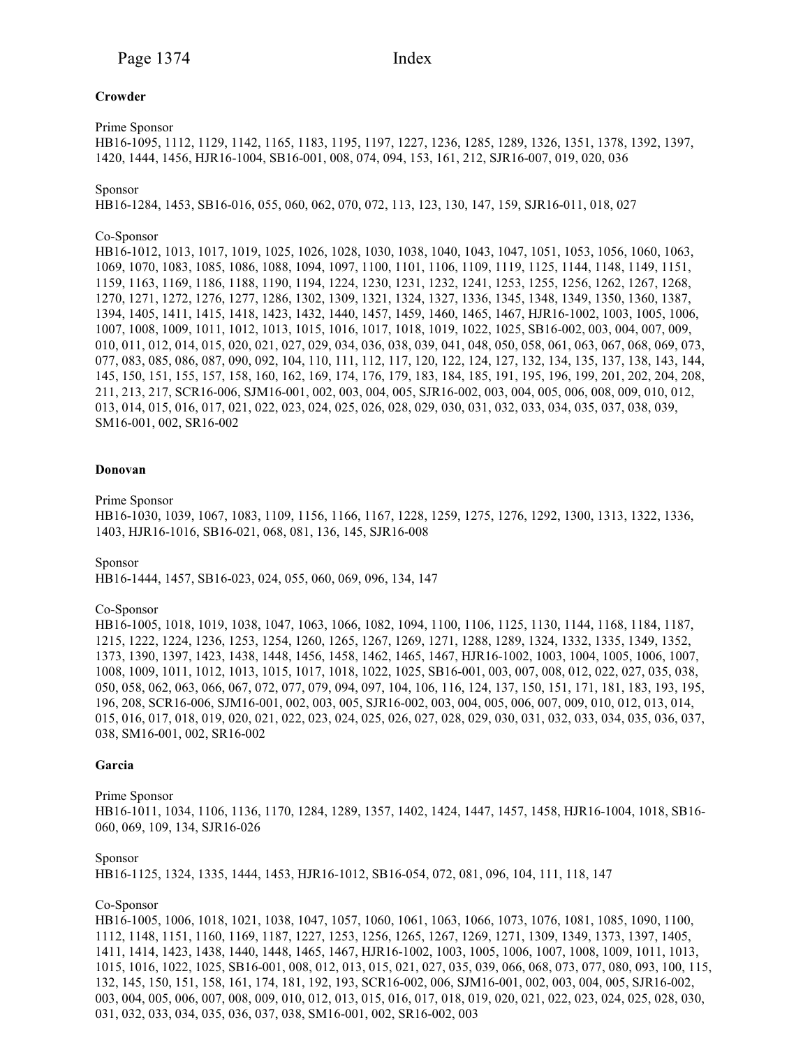**Crowder**

Prime Sponsor
HB16-1095, 1112, 1129, 1142, 1165, 1183, 1195, 1197, 1227, 1236, 1285, 1289, 1326, 1351, 1378, 1392, 1397, 1420, 1444, 1456, HJR16-1004, SB16-001, 008, 074, 094, 153, 161, 212, SJR16-007, 019, 020, 036

Sponsor
HB16-1284, 1453, SB16-016, 055, 060, 062, 070, 072, 113, 123, 130, 147, 159, SJR16-011, 018, 027

Co-Sponsor
HB16-1012, 1013, 1017, 1019, 1025, 1026, 1028, 1030, 1038, 1040, 1043, 1047, 1051, 1053, 1056, 1060, 1063, 1069, 1070, 1083, 1085, 1086, 1088, 1094, 1097, 1100, 1101, 1106, 1109, 1119, 1125, 1144, 1148, 1149, 1151, 1159, 1163, 1169, 1186, 1188, 1190, 1194, 1224, 1230, 1231, 1232, 1241, 1253, 1255, 1256, 1262, 1267, 1268, 1270, 1271, 1272, 1276, 1277, 1286, 1302, 1309, 1321, 1324, 1327, 1336, 1345, 1348, 1349, 1350, 1360, 1387, 1394, 1405, 1411, 1415, 1418, 1423, 1432, 1440, 1457, 1459, 1460, 1465, 1467, HJR16-1002, 1003, 1005, 1006, 1007, 1008, 1009, 1011, 1012, 1013, 1015, 1016, 1017, 1018, 1019, 1022, 1025, SB16-002, 003, 004, 007, 009, 010, 011, 012, 014, 015, 020, 021, 027, 029, 034, 036, 038, 039, 041, 048, 050, 058, 061, 063, 067, 068, 069, 073, 077, 083, 085, 086, 087, 090, 092, 104, 110, 111, 112, 117, 120, 122, 124, 127, 132, 134, 135, 137, 138, 143, 144, 145, 150, 151, 155, 157, 158, 160, 162, 169, 174, 176, 179, 183, 184, 185, 191, 195, 196, 199, 201, 202, 204, 208, 211, 213, 217, SCR16-006, SJM16-001, 002, 003, 004, 005, SJR16-002, 003, 004, 005, 006, 008, 009, 010, 012, 013, 014, 015, 016, 017, 021, 022, 023, 024, 025, 026, 028, 029, 030, 031, 032, 033, 034, 035, 037, 038, 039, SM16-001, 002, SR16-002

**Donovan**

Prime Sponsor
HB16-1030, 1039, 1067, 1083, 1109, 1156, 1166, 1167, 1228, 1259, 1275, 1276, 1292, 1300, 1313, 1322, 1336, 1403, HJR16-1016, SB16-021, 068, 081, 136, 145, SJR16-008

Sponsor
HB16-1444, 1457, SB16-023, 024, 055, 060, 069, 096, 134, 147

Co-Sponsor
HB16-1005, 1018, 1019, 1038, 1047, 1063, 1066, 1082, 1094, 1100, 1106, 1125, 1130, 1144, 1168, 1184, 1187, 1215, 1222, 1224, 1236, 1253, 1254, 1260, 1265, 1267, 1269, 1271, 1288, 1289, 1324, 1332, 1335, 1349, 1352, 1373, 1390, 1397, 1423, 1438, 1448, 1456, 1458, 1462, 1465, 1467, HJR16-1002, 1003, 1004, 1005, 1006, 1007, 1008, 1009, 1011, 1012, 1013, 1015, 1017, 1018, 1022, 1025, SB16-001, 003, 007, 008, 012, 022, 027, 035, 038, 050, 058, 062, 063, 066, 067, 072, 077, 079, 094, 097, 104, 106, 116, 124, 137, 150, 151, 171, 181, 183, 193, 195, 196, 208, SCR16-006, SJM16-001, 002, 003, 005, SJR16-002, 003, 004, 005, 006, 007, 009, 010, 012, 013, 014, 015, 016, 017, 018, 019, 020, 021, 022, 023, 024, 025, 026, 027, 028, 029, 030, 031, 032, 033, 034, 035, 036, 037, 038, SM16-001, 002, SR16-002

**Garcia**

Prime Sponsor
HB16-1011, 1034, 1106, 1136, 1170, 1284, 1289, 1357, 1402, 1424, 1447, 1457, 1458, HJR16-1004, 1018, SB16-060, 069, 109, 134, SJR16-026

Sponsor
HB16-1125, 1324, 1335, 1444, 1453, HJR16-1012, SB16-054, 072, 081, 096, 104, 111, 118, 147

Co-Sponsor
HB16-1005, 1006, 1018, 1021, 1038, 1047, 1057, 1060, 1061, 1063, 1066, 1073, 1076, 1081, 1085, 1090, 1100, 1112, 1148, 1151, 1160, 1169, 1187, 1227, 1253, 1256, 1265, 1267, 1269, 1271, 1309, 1349, 1373, 1397, 1405, 1411, 1414, 1423, 1438, 1440, 1448, 1465, 1467, HJR16-1002, 1003, 1005, 1006, 1007, 1008, 1009, 1011, 1013, 1015, 1016, 1022, 1025, SB16-001, 008, 012, 013, 015, 021, 027, 035, 039, 066, 068, 073, 077, 080, 093, 100, 115, 132, 145, 150, 151, 158, 161, 174, 181, 192, 193, SCR16-002, 006, SJM16-001, 002, 003, 004, 005, SJR16-002, 003, 004, 005, 006, 007, 008, 009, 010, 012, 013, 015, 016, 017, 018, 019, 020, 021, 022, 023, 024, 025, 028, 030, 031, 032, 033, 034, 035, 036, 037, 038, SM16-001, 002, SR16-002, 003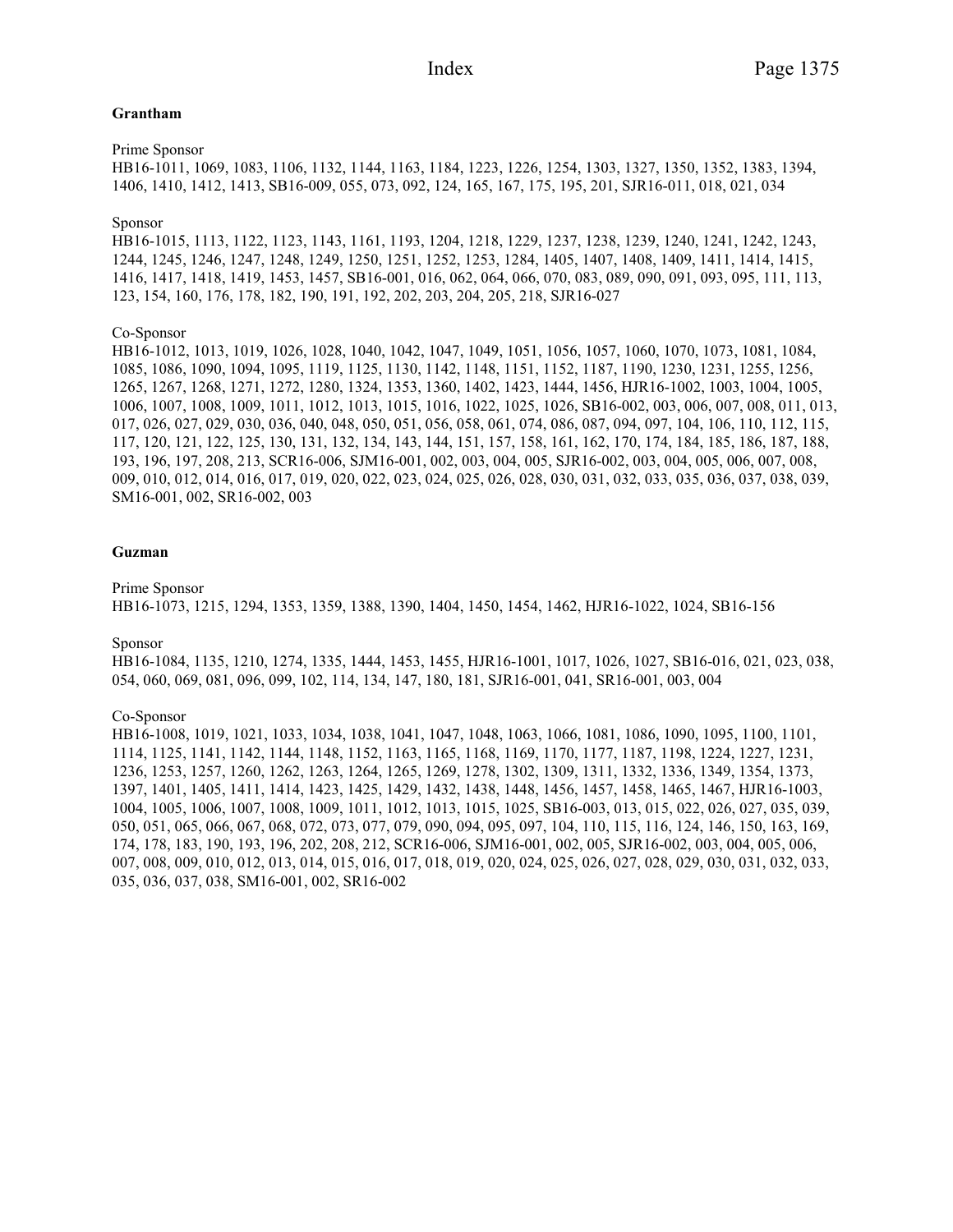**Grantham**

Prime Sponsor
HB16-1011, 1069, 1083, 1106, 1132, 1144, 1163, 1184, 1223, 1226, 1254, 1303, 1327, 1350, 1352, 1383, 1394, 1406, 1410, 1412, 1413, SB16-009, 055, 073, 092, 124, 165, 167, 175, 195, 201, SJR16-011, 018, 021, 034

Sponsor
HB16-1015, 1113, 1122, 1123, 1143, 1161, 1193, 1204, 1218, 1229, 1237, 1238, 1239, 1240, 1241, 1242, 1243, 1244, 1245, 1246, 1247, 1248, 1249, 1250, 1251, 1252, 1253, 1284, 1405, 1407, 1408, 1409, 1411, 1414, 1415, 1416, 1417, 1418, 1419, 1453, 1457, SB16-001, 016, 062, 064, 066, 070, 083, 089, 090, 091, 093, 095, 111, 113, 123, 154, 160, 176, 178, 182, 190, 191, 192, 202, 203, 204, 205, 218, SJR16-027

Co-Sponsor
HB16-1012, 1013, 1019, 1026, 1028, 1040, 1042, 1047, 1049, 1051, 1056, 1057, 1060, 1070, 1073, 1081, 1084, 1085, 1086, 1090, 1094, 1095, 1119, 1125, 1130, 1142, 1148, 1151, 1152, 1187, 1190, 1230, 1231, 1255, 1256, 1265, 1267, 1268, 1271, 1272, 1280, 1324, 1353, 1360, 1402, 1423, 1444, 1456, HJR16-1002, 1003, 1004, 1005, 1006, 1007, 1008, 1009, 1011, 1012, 1013, 1015, 1016, 1022, 1025, 1026, SB16-002, 003, 006, 007, 008, 011, 013, 017, 026, 027, 029, 030, 036, 040, 048, 050, 051, 056, 058, 061, 074, 086, 087, 094, 097, 104, 106, 110, 112, 115, 117, 120, 121, 122, 125, 130, 131, 132, 134, 143, 144, 151, 157, 158, 161, 162, 170, 174, 184, 185, 186, 187, 188, 193, 196, 197, 208, 213, SCR16-006, SJM16-001, 002, 003, 004, 005, SJR16-002, 003, 004, 005, 006, 007, 008, 009, 010, 012, 014, 016, 017, 019, 020, 022, 023, 024, 025, 026, 028, 030, 031, 032, 033, 035, 036, 037, 038, 039, SM16-001, 002, SR16-002, 003

**Guzman**

Prime Sponsor
HB16-1073, 1215, 1294, 1353, 1359, 1388, 1390, 1404, 1450, 1454, 1462, HJR16-1022, 1024, SB16-156

Sponsor
HB16-1084, 1135, 1210, 1274, 1335, 1444, 1453, 1455, HJR16-1001, 1017, 1026, 1027, SB16-016, 021, 023, 038, 054, 060, 069, 081, 096, 099, 102, 114, 134, 147, 180, 181, SJR16-001, 041, SR16-001, 003, 004

Co-Sponsor
HB16-1008, 1019, 1021, 1033, 1034, 1038, 1041, 1047, 1048, 1063, 1066, 1081, 1086, 1090, 1095, 1100, 1101, 1114, 1125, 1141, 1142, 1144, 1148, 1152, 1163, 1165, 1168, 1169, 1170, 1177, 1187, 1198, 1224, 1227, 1231, 1236, 1253, 1257, 1260, 1262, 1263, 1264, 1265, 1269, 1278, 1302, 1309, 1311, 1332, 1336, 1349, 1354, 1373, 1397, 1401, 1405, 1411, 1414, 1423, 1425, 1429, 1432, 1438, 1448, 1456, 1457, 1458, 1465, 1467, HJR16-1003, 1004, 1005, 1006, 1007, 1008, 1009, 1011, 1012, 1013, 1015, 1025, SB16-003, 013, 015, 022, 026, 027, 035, 039, 050, 051, 065, 066, 067, 068, 072, 073, 077, 079, 090, 094, 095, 097, 104, 110, 115, 116, 124, 146, 150, 163, 169, 174, 178, 183, 190, 193, 196, 202, 208, 212, SCR16-006, SJM16-001, 002, 005, SJR16-002, 003, 004, 005, 006, 007, 008, 009, 010, 012, 013, 014, 015, 016, 017, 018, 019, 020, 024, 025, 026, 027, 028, 029, 030, 031, 032, 033, 035, 036, 037, 038, SM16-001, 002, SR16-002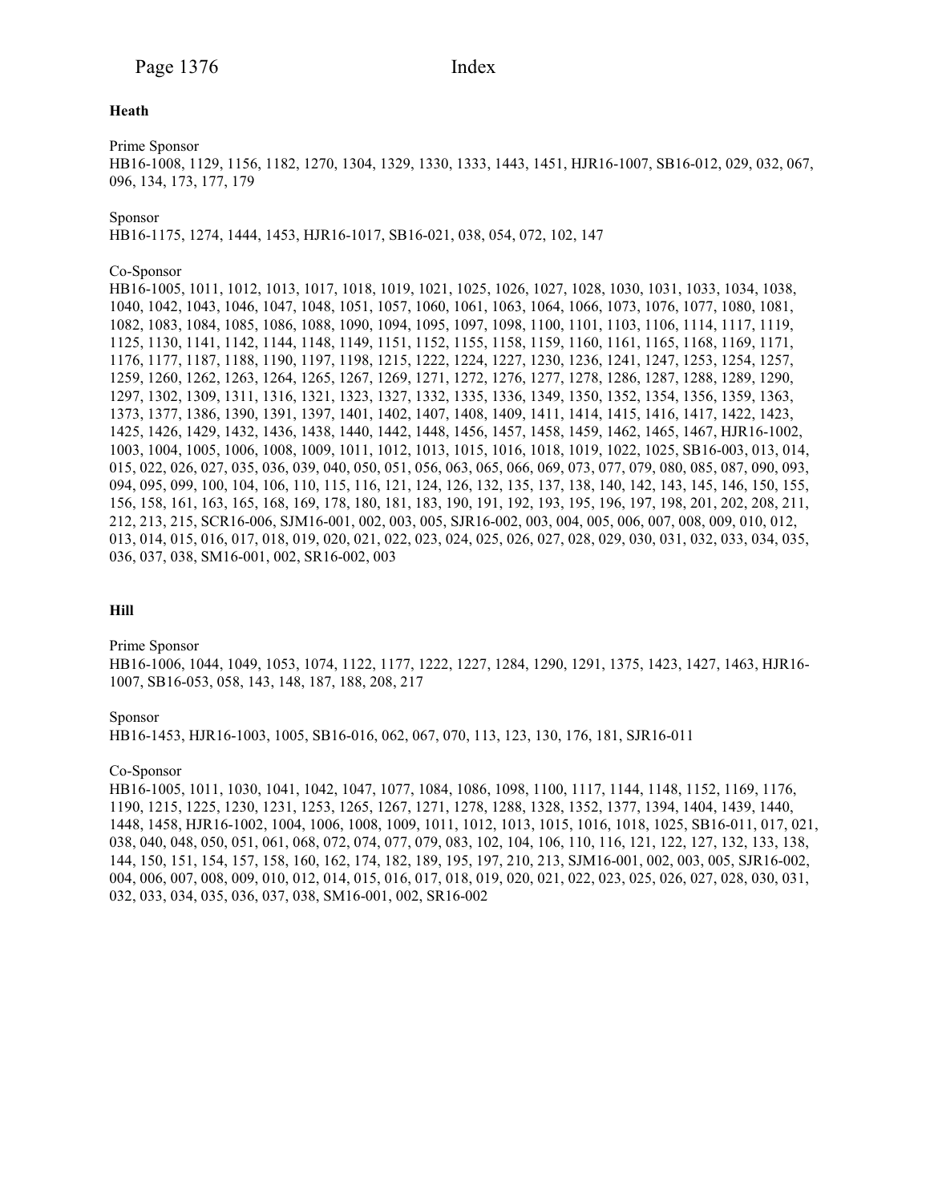**Heath**

Prime Sponsor

HB16-1008, 1129, 1156, 1182, 1270, 1304, 1329, 1330, 1333, 1443, 1451, HJR16-1007, SB16-012, 029, 032, 067, 096, 134, 173, 177, 179

Sponsor

HB16-1175, 1274, 1444, 1453, HJR16-1017, SB16-021, 038, 054, 072, 102, 147

Co-Sponsor

HB16-1005, 1011, 1012, 1013, 1017, 1018, 1019, 1021, 1025, 1026, 1027, 1028, 1030, 1031, 1033, 1034, 1038, 1040, 1042, 1043, 1046, 1047, 1048, 1051, 1057, 1060, 1061, 1063, 1064, 1066, 1073, 1076, 1077, 1080, 1081, 1082, 1083, 1084, 1085, 1086, 1088, 1090, 1094, 1095, 1097, 1098, 1100, 1101, 1103, 1106, 1114, 1117, 1119, 1125, 1130, 1141, 1142, 1144, 1148, 1149, 1151, 1152, 1155, 1158, 1159, 1160, 1161, 1165, 1168, 1169, 1171, 1176, 1177, 1187, 1188, 1190, 1197, 1198, 1215, 1222, 1224, 1227, 1230, 1236, 1241, 1247, 1253, 1254, 1257, 1259, 1260, 1262, 1263, 1264, 1265, 1267, 1269, 1271, 1272, 1276, 1277, 1278, 1286, 1287, 1288, 1289, 1290, 1297, 1302, 1309, 1311, 1316, 1321, 1323, 1327, 1332, 1335, 1336, 1349, 1350, 1352, 1354, 1356, 1359, 1363, 1373, 1377, 1386, 1390, 1391, 1397, 1401, 1402, 1407, 1408, 1409, 1411, 1414, 1415, 1416, 1417, 1422, 1423, 1425, 1426, 1429, 1432, 1436, 1438, 1440, 1442, 1448, 1456, 1457, 1458, 1459, 1462, 1465, 1467, HJR16-1002, 1003, 1004, 1005, 1006, 1008, 1009, 1011, 1012, 1013, 1015, 1016, 1018, 1019, 1022, 1025, SB16-003, 013, 014, 015, 022, 026, 027, 035, 036, 039, 040, 050, 051, 056, 063, 065, 066, 069, 073, 077, 079, 080, 085, 087, 090, 093, 094, 095, 099, 100, 104, 106, 110, 115, 116, 121, 124, 126, 132, 135, 137, 138, 140, 142, 143, 145, 146, 150, 155, 156, 158, 161, 163, 165, 168, 169, 178, 180, 181, 183, 190, 191, 192, 193, 195, 196, 197, 198, 201, 202, 208, 211, 212, 213, 215, SCR16-006, SJM16-001, 002, 003, 005, SJR16-002, 003, 004, 005, 006, 007, 008, 009, 010, 012, 013, 014, 015, 016, 017, 018, 019, 020, 021, 022, 023, 024, 025, 026, 027, 028, 029, 030, 031, 032, 033, 034, 035, 036, 037, 038, SM16-001, 002, SR16-002, 003

**Hill**

Prime Sponsor

HB16-1006, 1044, 1049, 1053, 1074, 1122, 1177, 1222, 1227, 1284, 1290, 1291, 1375, 1423, 1427, 1463, HJR16-1007, SB16-053, 058, 143, 148, 187, 188, 208, 217

Sponsor

HB16-1453, HJR16-1003, 1005, SB16-016, 062, 067, 070, 113, 123, 130, 176, 181, SJR16-011

Co-Sponsor

HB16-1005, 1011, 1030, 1041, 1042, 1047, 1077, 1084, 1086, 1098, 1100, 1117, 1144, 1148, 1152, 1169, 1176, 1190, 1215, 1225, 1230, 1231, 1253, 1265, 1267, 1271, 1278, 1288, 1328, 1352, 1377, 1394, 1404, 1439, 1440, 1448, 1458, HJR16-1002, 1004, 1006, 1008, 1009, 1011, 1012, 1013, 1015, 1016, 1018, 1025, SB16-011, 017, 021, 038, 040, 048, 050, 051, 061, 068, 072, 074, 077, 079, 083, 102, 104, 106, 110, 116, 121, 122, 127, 132, 133, 138, 144, 150, 151, 154, 157, 158, 160, 162, 174, 182, 189, 195, 197, 210, 213, SJM16-001, 002, 003, 005, SJR16-002, 004, 006, 007, 008, 009, 010, 012, 014, 015, 016, 017, 018, 019, 020, 021, 022, 023, 025, 026, 027, 028, 030, 031, 032, 033, 034, 035, 036, 037, 038, SM16-001, 002, SR16-002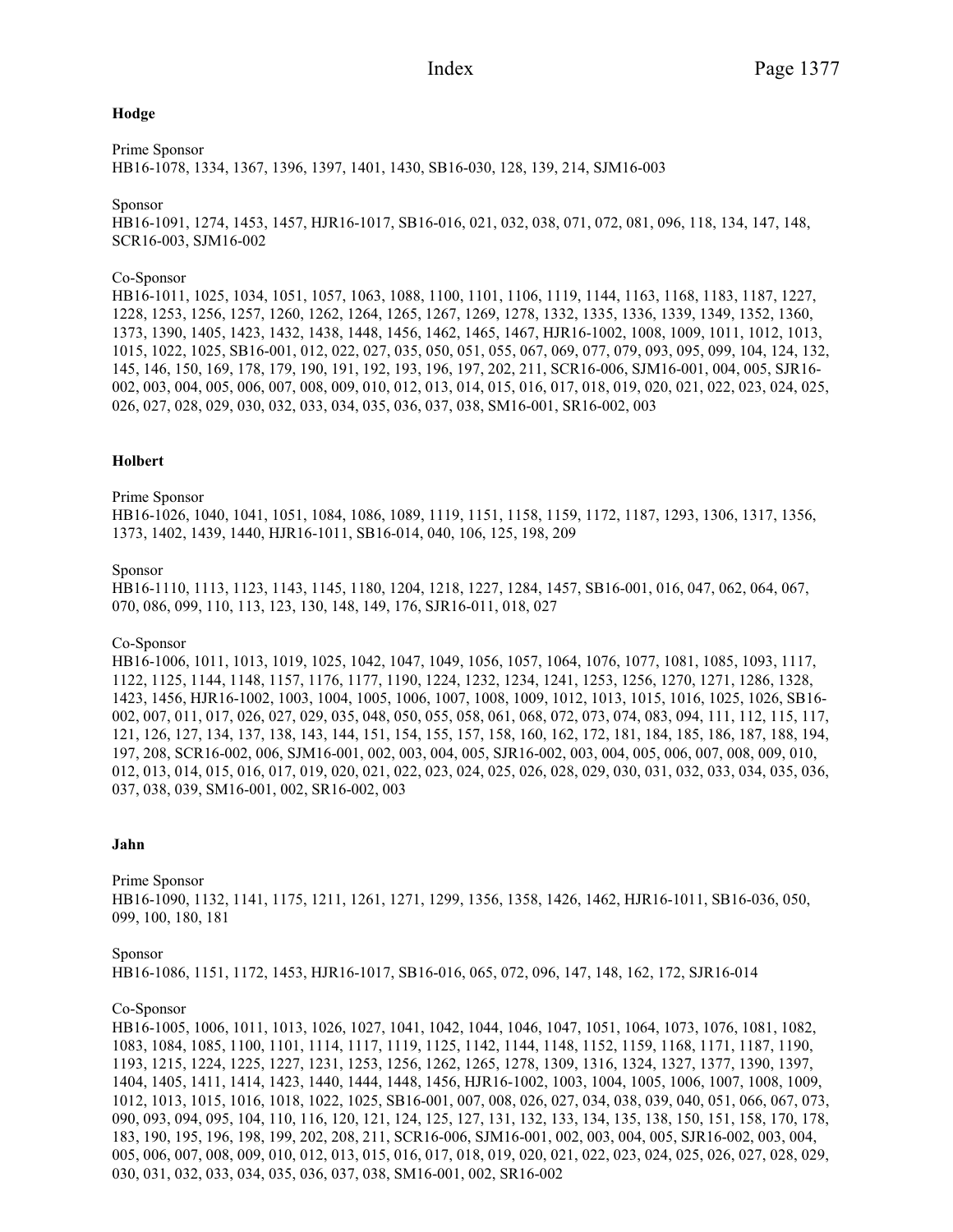**Hodge**

Prime Sponsor
HB16-1078, 1334, 1367, 1396, 1397, 1401, 1430, SB16-030, 128, 139, 214, SJM16-003

Sponsor
HB16-1091, 1274, 1453, 1457, HJR16-1017, SB16-016, 021, 032, 038, 071, 072, 081, 096, 118, 134, 147, 148, SCR16-003, SJM16-002

Co-Sponsor
HB16-1011, 1025, 1034, 1051, 1057, 1063, 1088, 1100, 1101, 1106, 1119, 1144, 1163, 1168, 1183, 1187, 1227, 1228, 1253, 1256, 1257, 1260, 1262, 1264, 1265, 1267, 1269, 1278, 1332, 1335, 1336, 1339, 1349, 1352, 1360, 1373, 1390, 1405, 1423, 1432, 1438, 1448, 1456, 1462, 1465, 1467, HJR16-1002, 1008, 1009, 1011, 1012, 1013, 1015, 1022, 1025, SB16-001, 012, 022, 027, 035, 050, 051, 055, 067, 069, 077, 079, 093, 095, 099, 104, 124, 132, 145, 146, 150, 169, 178, 179, 190, 191, 192, 193, 196, 197, 202, 211, SCR16-006, SJM16-001, 004, 005, SJR16-002, 003, 004, 005, 006, 007, 008, 009, 010, 012, 013, 014, 015, 016, 017, 018, 019, 020, 021, 022, 023, 024, 025, 026, 027, 028, 029, 030, 032, 033, 034, 035, 036, 037, 038, SM16-001, SR16-002, 003

**Holbert**

Prime Sponsor
HB16-1026, 1040, 1041, 1051, 1084, 1086, 1089, 1119, 1151, 1158, 1159, 1172, 1187, 1293, 1306, 1317, 1356, 1373, 1402, 1439, 1440, HJR16-1011, SB16-014, 040, 106, 125, 198, 209

Sponsor
HB16-1110, 1113, 1123, 1143, 1145, 1180, 1204, 1218, 1227, 1284, 1457, SB16-001, 016, 047, 062, 064, 067, 070, 086, 099, 110, 113, 123, 130, 148, 149, 176, SJR16-011, 018, 027

Co-Sponsor
HB16-1006, 1011, 1013, 1019, 1025, 1042, 1047, 1049, 1056, 1057, 1064, 1076, 1077, 1081, 1085, 1093, 1117, 1122, 1125, 1144, 1148, 1157, 1176, 1177, 1190, 1224, 1232, 1234, 1241, 1253, 1256, 1270, 1271, 1286, 1328, 1423, 1456, HJR16-1002, 1003, 1004, 1005, 1006, 1007, 1008, 1009, 1012, 1013, 1015, 1016, 1025, 1026, SB16-002, 007, 011, 017, 026, 027, 029, 035, 048, 050, 055, 058, 061, 068, 072, 073, 074, 083, 094, 111, 112, 115, 117, 121, 126, 127, 134, 137, 138, 143, 144, 151, 154, 155, 157, 158, 160, 162, 172, 181, 184, 185, 186, 187, 188, 194, 197, 208, SCR16-002, 006, SJM16-001, 002, 003, 004, 005, SJR16-002, 003, 004, 005, 006, 007, 008, 009, 010, 012, 013, 014, 015, 016, 017, 019, 020, 021, 022, 023, 024, 025, 026, 028, 029, 030, 031, 032, 033, 034, 035, 036, 037, 038, 039, SM16-001, 002, SR16-002, 003

**Jahn**

Prime Sponsor
HB16-1090, 1132, 1141, 1175, 1211, 1261, 1271, 1299, 1356, 1358, 1426, 1462, HJR16-1011, SB16-036, 050, 099, 100, 180, 181

Sponsor
HB16-1086, 1151, 1172, 1453, HJR16-1017, SB16-016, 065, 072, 096, 147, 148, 162, 172, SJR16-014

Co-Sponsor
HB16-1005, 1006, 1011, 1013, 1026, 1027, 1041, 1042, 1044, 1046, 1047, 1051, 1064, 1073, 1076, 1081, 1082, 1083, 1084, 1085, 1100, 1101, 1114, 1117, 1119, 1125, 1142, 1144, 1148, 1152, 1159, 1168, 1171, 1187, 1190, 1193, 1215, 1224, 1225, 1227, 1231, 1253, 1256, 1262, 1265, 1278, 1309, 1316, 1324, 1327, 1377, 1390, 1397, 1404, 1405, 1411, 1414, 1423, 1440, 1444, 1448, 1456, HJR16-1002, 1003, 1004, 1005, 1006, 1007, 1008, 1009, 1012, 1013, 1015, 1016, 1018, 1022, 1025, SB16-001, 007, 008, 026, 027, 034, 038, 039, 040, 051, 066, 067, 073, 090, 093, 094, 095, 104, 110, 116, 120, 121, 124, 125, 127, 131, 132, 133, 134, 135, 138, 150, 151, 158, 170, 178, 183, 190, 195, 196, 198, 199, 202, 208, 211, SCR16-006, SJM16-001, 002, 003, 004, 005, SJR16-002, 003, 004, 005, 006, 007, 008, 009, 010, 012, 013, 015, 016, 017, 018, 019, 020, 021, 022, 023, 024, 025, 026, 027, 028, 029, 030, 031, 032, 033, 034, 035, 036, 037, 038, SM16-001, 002, SR16-002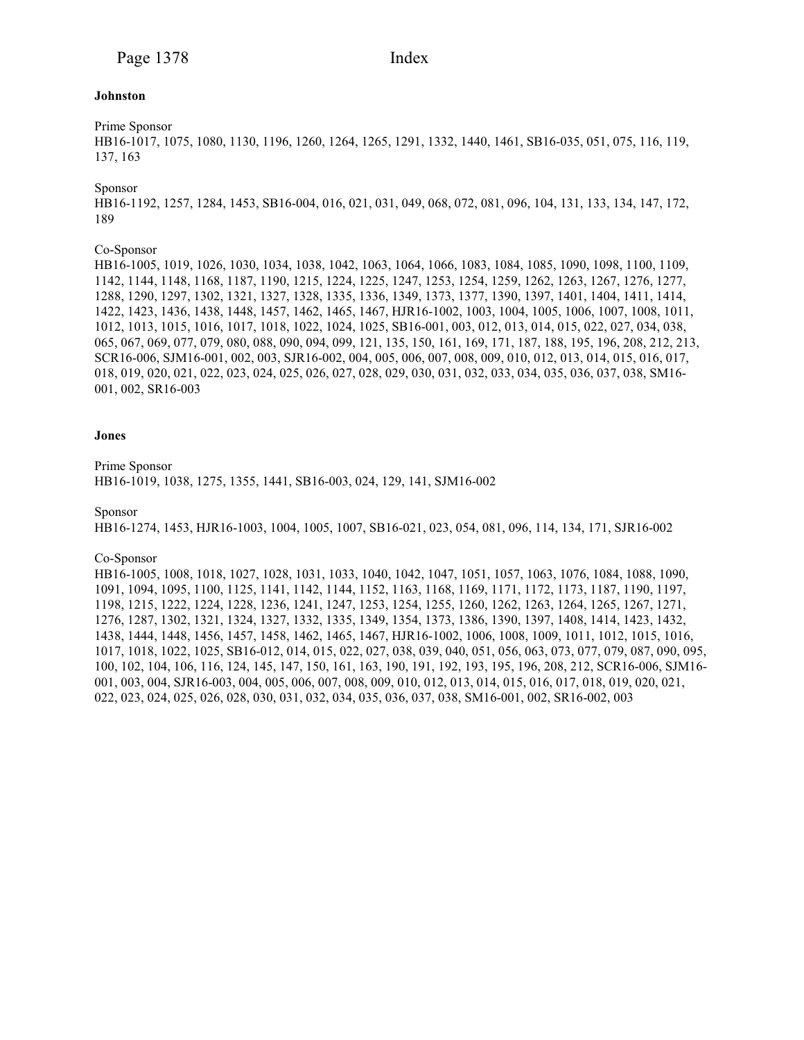**Johnston**

Prime Sponsor
HB16-1017, 1075, 1080, 1130, 1196, 1260, 1264, 1265, 1291, 1332, 1440, 1461, SB16-035, 051, 075, 116, 119, 137, 163

Sponsor
HB16-1192, 1257, 1284, 1453, SB16-004, 016, 021, 031, 049, 068, 072, 081, 096, 104, 131, 133, 134, 147, 172, 189

Co-Sponsor
HB16-1005, 1019, 1026, 1030, 1034, 1038, 1042, 1063, 1064, 1066, 1083, 1084, 1085, 1090, 1098, 1100, 1109, 1142, 1144, 1148, 1168, 1187, 1190, 1215, 1224, 1225, 1247, 1253, 1254, 1259, 1262, 1263, 1267, 1276, 1277, 1288, 1290, 1297, 1302, 1321, 1327, 1328, 1335, 1336, 1349, 1373, 1377, 1390, 1397, 1401, 1404, 1411, 1414, 1422, 1423, 1436, 1438, 1448, 1457, 1462, 1465, 1467, HJR16-1002, 1003, 1004, 1005, 1006, 1007, 1008, 1011, 1012, 1013, 1015, 1016, 1017, 1018, 1022, 1024, 1025, SB16-001, 003, 012, 013, 014, 015, 022, 027, 034, 038, 065, 067, 069, 077, 079, 080, 088, 090, 094, 099, 121, 135, 150, 161, 169, 171, 187, 188, 195, 196, 208, 212, 213, SCR16-006, SJM16-001, 002, 003, SJR16-002, 004, 005, 006, 007, 008, 009, 010, 012, 013, 014, 015, 016, 017, 018, 019, 020, 021, 022, 023, 024, 025, 026, 027, 028, 029, 030, 031, 032, 033, 034, 035, 036, 037, 038, SM16-001, 002, SR16-003

**Jones**

Prime Sponsor
HB16-1019, 1038, 1275, 1355, 1441, SB16-003, 024, 129, 141, SJM16-002

Sponsor
HB16-1274, 1453, HJR16-1003, 1004, 1005, 1007, SB16-021, 023, 054, 081, 096, 114, 134, 171, SJR16-002

Co-Sponsor
HB16-1005, 1008, 1018, 1027, 1028, 1031, 1033, 1040, 1042, 1047, 1051, 1057, 1063, 1076, 1084, 1088, 1090, 1091, 1094, 1095, 1100, 1125, 1141, 1142, 1144, 1152, 1163, 1168, 1169, 1171, 1172, 1173, 1187, 1190, 1197, 1198, 1215, 1222, 1224, 1228, 1236, 1241, 1247, 1253, 1254, 1255, 1260, 1262, 1263, 1264, 1265, 1267, 1271, 1276, 1287, 1302, 1321, 1324, 1327, 1332, 1335, 1349, 1354, 1373, 1386, 1390, 1397, 1408, 1414, 1423, 1432, 1438, 1444, 1448, 1456, 1457, 1458, 1462, 1465, 1467, HJR16-1002, 1006, 1008, 1009, 1011, 1012, 1015, 1016, 1017, 1018, 1022, 1025, SB16-012, 014, 015, 022, 027, 038, 039, 040, 051, 056, 063, 073, 077, 079, 087, 090, 095, 100, 102, 104, 106, 116, 124, 145, 147, 150, 161, 163, 190, 191, 192, 193, 195, 196, 208, 212, SCR16-006, SJM16-001, 003, 004, SJR16-003, 004, 005, 006, 007, 008, 009, 010, 012, 013, 014, 015, 016, 017, 018, 019, 020, 021, 022, 023, 024, 025, 026, 028, 030, 031, 032, 034, 035, 036, 037, 038, SM16-001, 002, SR16-002, 003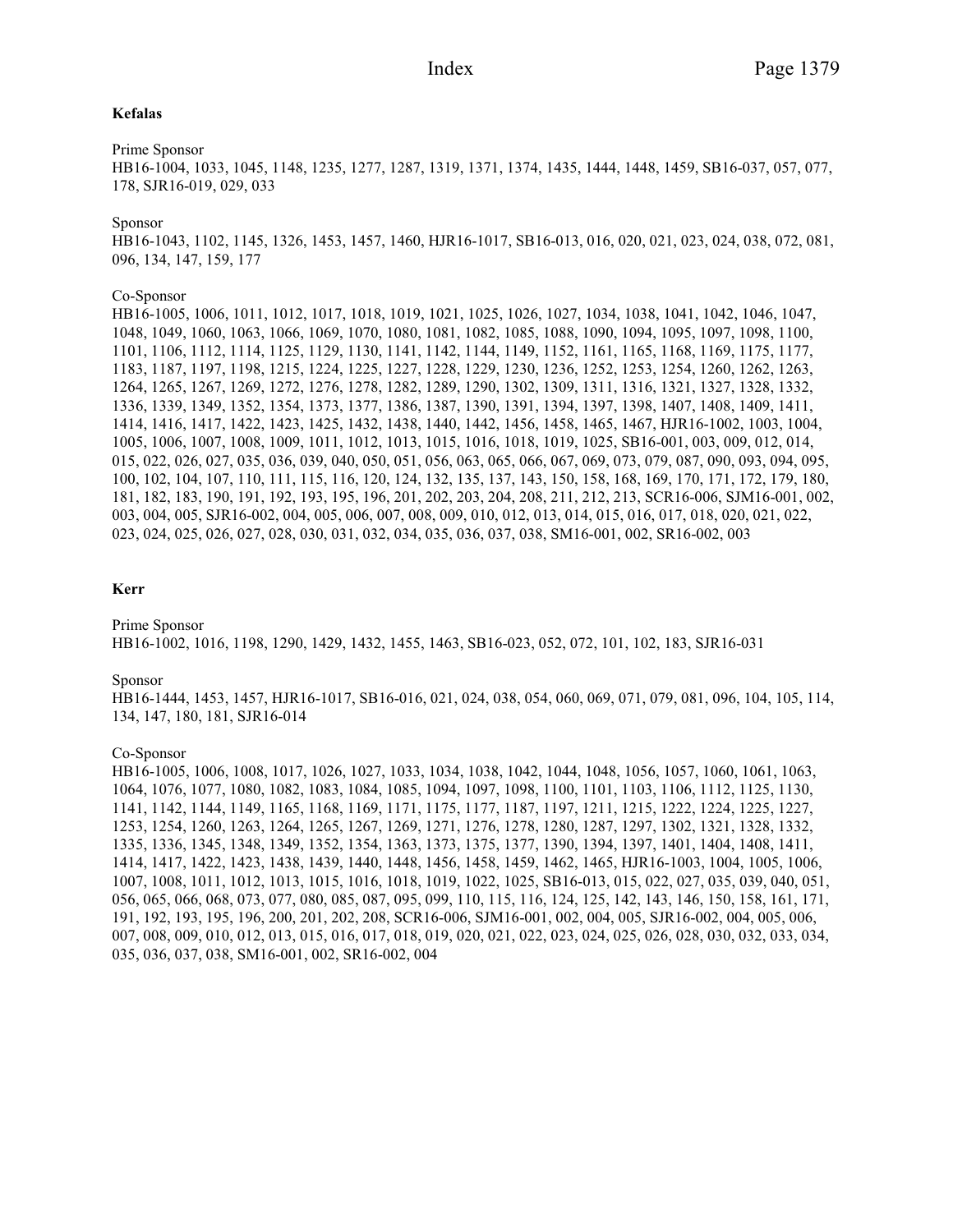**Kefalas**

Prime Sponsor
HB16-1004, 1033, 1045, 1148, 1235, 1277, 1287, 1319, 1371, 1374, 1435, 1444, 1448, 1459, SB16-037, 057, 077, 178, SJR16-019, 029, 033

Sponsor
HB16-1043, 1102, 1145, 1326, 1453, 1457, 1460, HJR16-1017, SB16-013, 016, 020, 021, 023, 024, 038, 072, 081, 096, 134, 147, 159, 177

Co-Sponsor
HB16-1005, 1006, 1011, 1012, 1017, 1018, 1019, 1021, 1025, 1026, 1027, 1034, 1038, 1041, 1042, 1046, 1047, 1048, 1049, 1060, 1063, 1066, 1069, 1070, 1080, 1081, 1082, 1085, 1088, 1090, 1094, 1095, 1097, 1098, 1100, 1101, 1106, 1112, 1114, 1125, 1129, 1130, 1141, 1142, 1144, 1149, 1152, 1161, 1165, 1168, 1169, 1175, 1177, 1183, 1187, 1197, 1198, 1215, 1224, 1225, 1227, 1228, 1229, 1230, 1236, 1252, 1253, 1254, 1260, 1262, 1263, 1264, 1265, 1267, 1269, 1272, 1276, 1278, 1282, 1289, 1290, 1302, 1309, 1311, 1316, 1321, 1327, 1328, 1332, 1336, 1339, 1349, 1352, 1354, 1373, 1377, 1386, 1387, 1390, 1391, 1394, 1397, 1398, 1407, 1408, 1409, 1411, 1414, 1416, 1417, 1422, 1423, 1425, 1432, 1438, 1440, 1442, 1456, 1458, 1465, 1467, HJR16-1002, 1003, 1004, 1005, 1006, 1007, 1008, 1009, 1011, 1012, 1013, 1015, 1016, 1018, 1019, 1025, SB16-001, 003, 009, 012, 014, 015, 022, 026, 027, 035, 036, 039, 040, 050, 051, 056, 063, 065, 066, 067, 069, 073, 079, 087, 090, 093, 094, 095, 100, 102, 104, 107, 110, 111, 115, 116, 120, 124, 132, 135, 137, 143, 150, 158, 168, 169, 170, 171, 172, 179, 180, 181, 182, 183, 190, 191, 192, 193, 195, 196, 201, 202, 203, 204, 208, 211, 212, 213, SCR16-006, SJM16-001, 002, 003, 004, 005, SJR16-002, 004, 005, 006, 007, 008, 009, 010, 012, 013, 014, 015, 016, 017, 018, 020, 021, 022, 023, 024, 025, 026, 027, 028, 030, 031, 032, 034, 035, 036, 037, 038, SM16-001, 002, SR16-002, 003

**Kerr**

Prime Sponsor
HB16-1002, 1016, 1198, 1290, 1429, 1432, 1455, 1463, SB16-023, 052, 072, 101, 102, 183, SJR16-031

Sponsor
HB16-1444, 1453, 1457, HJR16-1017, SB16-016, 021, 024, 038, 054, 060, 069, 071, 079, 081, 096, 104, 105, 114, 134, 147, 180, 181, SJR16-014

Co-Sponsor
HB16-1005, 1006, 1008, 1017, 1026, 1027, 1033, 1034, 1038, 1042, 1044, 1048, 1056, 1057, 1060, 1061, 1063, 1064, 1076, 1077, 1080, 1082, 1083, 1084, 1085, 1094, 1097, 1098, 1100, 1101, 1103, 1106, 1112, 1125, 1130, 1141, 1142, 1144, 1149, 1165, 1168, 1169, 1171, 1175, 1177, 1187, 1197, 1211, 1215, 1222, 1224, 1225, 1227, 1253, 1254, 1260, 1263, 1264, 1265, 1267, 1269, 1271, 1276, 1278, 1280, 1287, 1297, 1302, 1321, 1328, 1332, 1335, 1336, 1345, 1348, 1349, 1352, 1354, 1363, 1373, 1375, 1377, 1390, 1394, 1397, 1401, 1404, 1408, 1411, 1414, 1417, 1422, 1423, 1438, 1439, 1440, 1448, 1456, 1458, 1459, 1462, 1465, HJR16-1003, 1004, 1005, 1006, 1007, 1008, 1011, 1012, 1013, 1015, 1016, 1018, 1019, 1022, 1025, SB16-013, 015, 022, 027, 035, 039, 040, 051, 056, 065, 066, 068, 073, 077, 080, 085, 087, 095, 099, 110, 115, 116, 124, 125, 142, 143, 146, 150, 158, 161, 171, 191, 192, 193, 195, 196, 200, 201, 202, 208, SCR16-006, SJM16-001, 002, 004, 005, SJR16-002, 004, 005, 006, 007, 008, 009, 010, 012, 013, 015, 016, 017, 018, 019, 020, 021, 022, 023, 024, 025, 026, 028, 030, 032, 033, 034, 035, 036, 037, 038, SM16-001, 002, SR16-002, 004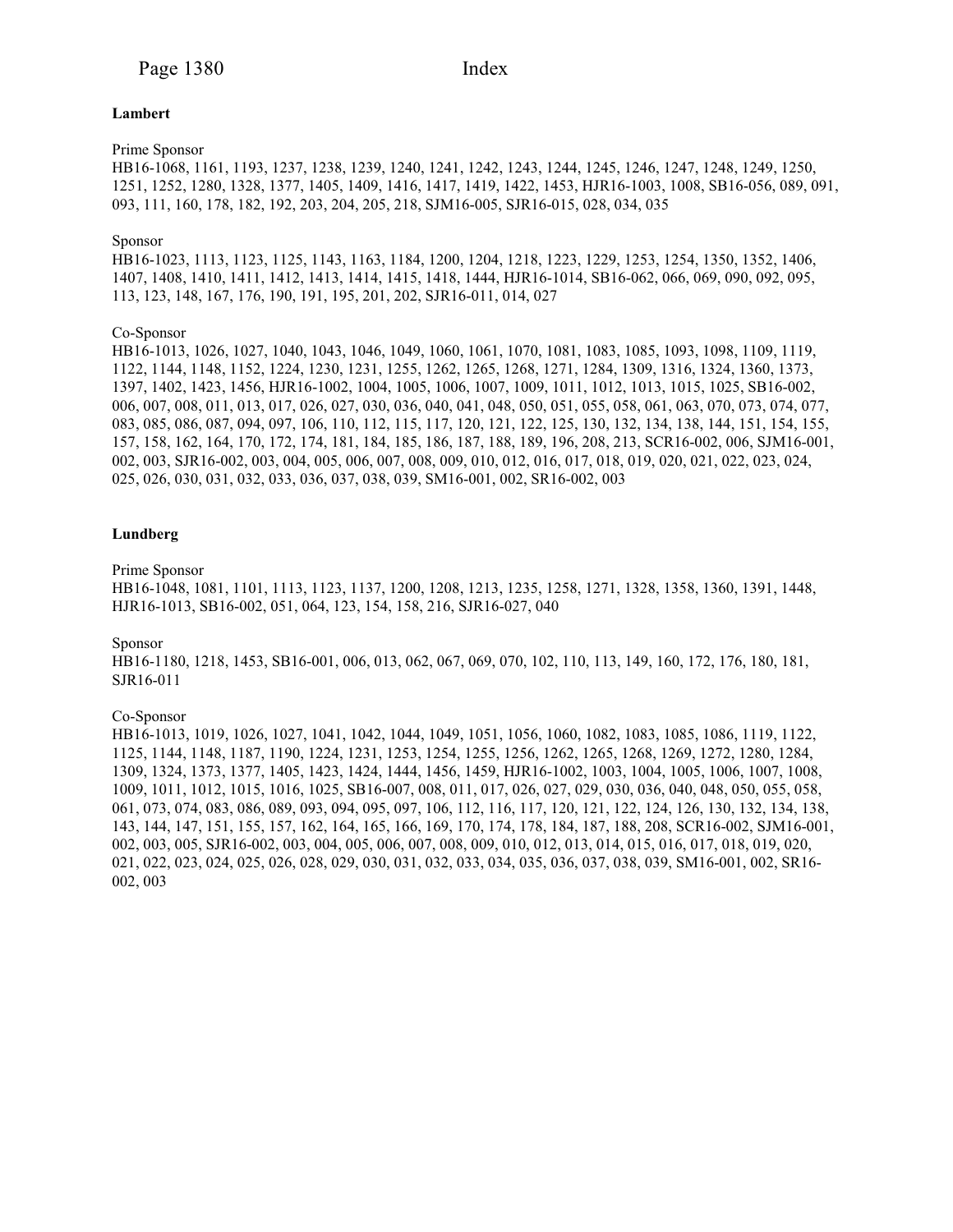**Lambert**

Prime Sponsor
HB16-1068, 1161, 1193, 1237, 1238, 1239, 1240, 1241, 1242, 1243, 1244, 1245, 1246, 1247, 1248, 1249, 1250, 1251, 1252, 1280, 1328, 1377, 1405, 1409, 1416, 1417, 1419, 1422, 1453, HJR16-1003, 1008, SB16-056, 089, 091, 093, 111, 160, 178, 182, 192, 203, 204, 205, 218, SJM16-005, SJR16-015, 028, 034, 035

Sponsor
HB16-1023, 1113, 1123, 1125, 1143, 1163, 1184, 1200, 1204, 1218, 1223, 1229, 1253, 1254, 1350, 1352, 1406, 1407, 1408, 1410, 1411, 1412, 1413, 1414, 1415, 1418, 1444, HJR16-1014, SB16-062, 066, 069, 090, 092, 095, 113, 123, 148, 167, 176, 190, 191, 195, 201, 202, SJR16-011, 014, 027

Co-Sponsor
HB16-1013, 1026, 1027, 1040, 1043, 1046, 1049, 1060, 1061, 1070, 1081, 1083, 1085, 1093, 1098, 1109, 1119, 1122, 1144, 1148, 1152, 1224, 1230, 1231, 1255, 1262, 1265, 1268, 1271, 1284, 1309, 1316, 1324, 1360, 1373, 1397, 1402, 1423, 1456, HJR16-1002, 1004, 1005, 1006, 1007, 1009, 1011, 1012, 1013, 1015, 1025, SB16-002, 006, 007, 008, 011, 013, 017, 026, 027, 030, 036, 040, 041, 048, 050, 051, 055, 058, 061, 063, 070, 073, 074, 077, 083, 085, 086, 087, 094, 097, 106, 110, 112, 115, 117, 120, 121, 122, 125, 130, 132, 134, 138, 144, 151, 154, 155, 157, 158, 162, 164, 170, 172, 174, 181, 184, 185, 186, 187, 188, 189, 196, 208, 213, SCR16-002, 006, SJM16-001, 002, 003, SJR16-002, 003, 004, 005, 006, 007, 008, 009, 010, 012, 016, 017, 018, 019, 020, 021, 022, 023, 024, 025, 026, 030, 031, 032, 033, 036, 037, 038, 039, SM16-001, 002, SR16-002, 003

**Lundberg**

Prime Sponsor
HB16-1048, 1081, 1101, 1113, 1123, 1137, 1200, 1208, 1213, 1235, 1258, 1271, 1328, 1358, 1360, 1391, 1448, HJR16-1013, SB16-002, 051, 064, 123, 154, 158, 216, SJR16-027, 040

Sponsor
HB16-1180, 1218, 1453, SB16-001, 006, 013, 062, 067, 069, 070, 102, 110, 113, 149, 160, 172, 176, 180, 181, SJR16-011

Co-Sponsor
HB16-1013, 1019, 1026, 1027, 1041, 1042, 1044, 1049, 1051, 1056, 1060, 1082, 1083, 1085, 1086, 1119, 1122, 1125, 1144, 1148, 1187, 1190, 1224, 1231, 1253, 1254, 1255, 1256, 1262, 1265, 1268, 1269, 1272, 1280, 1284, 1309, 1324, 1373, 1377, 1405, 1423, 1424, 1444, 1456, 1459, HJR16-1002, 1003, 1004, 1005, 1006, 1007, 1008, 1009, 1011, 1012, 1015, 1016, 1025, SB16-007, 008, 011, 017, 026, 027, 029, 030, 036, 040, 048, 050, 055, 058, 061, 073, 074, 083, 086, 089, 093, 094, 095, 097, 106, 112, 116, 117, 120, 121, 122, 124, 126, 130, 132, 134, 138, 143, 144, 147, 151, 155, 157, 162, 164, 165, 166, 169, 170, 174, 178, 184, 187, 188, 208, SCR16-002, SJM16-001, 002, 003, 005, SJR16-002, 003, 004, 005, 006, 007, 008, 009, 010, 012, 013, 014, 015, 016, 017, 018, 019, 020, 021, 022, 023, 024, 025, 026, 028, 029, 030, 031, 032, 033, 034, 035, 036, 037, 038, 039, SM16-001, 002, SR16-002, 003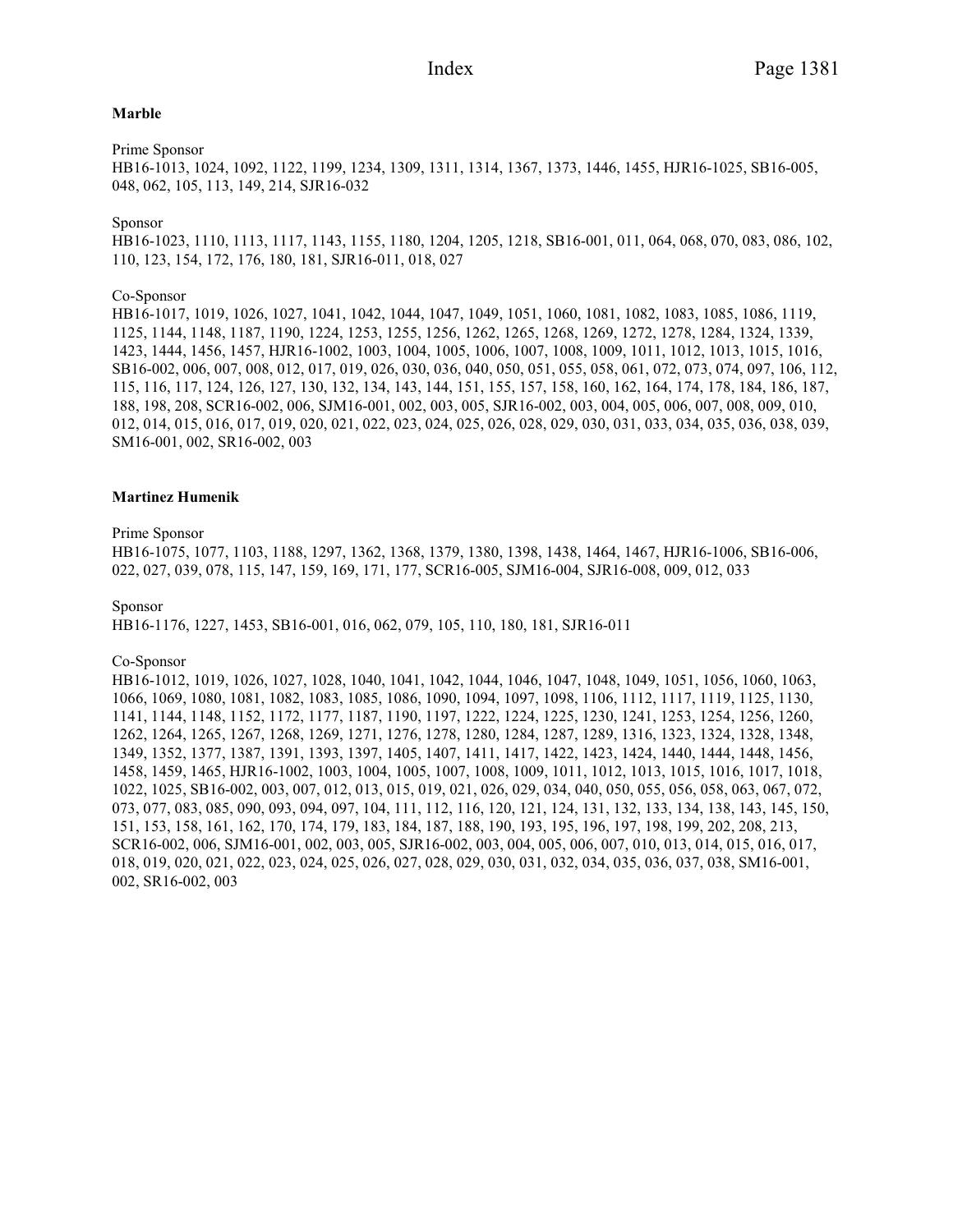**Marble**

Prime Sponsor
HB16-1013, 1024, 1092, 1122, 1199, 1234, 1309, 1311, 1314, 1367, 1373, 1446, 1455, HJR16-1025, SB16-005, 048, 062, 105, 113, 149, 214, SJR16-032

Sponsor
HB16-1023, 1110, 1113, 1117, 1143, 1155, 1180, 1204, 1205, 1218, SB16-001, 011, 064, 068, 070, 083, 086, 102, 110, 123, 154, 172, 176, 180, 181, SJR16-011, 018, 027

Co-Sponsor
HB16-1017, 1019, 1026, 1027, 1041, 1042, 1044, 1047, 1049, 1051, 1060, 1081, 1082, 1083, 1085, 1086, 1119, 1125, 1144, 1148, 1187, 1190, 1224, 1253, 1255, 1256, 1262, 1265, 1268, 1269, 1272, 1278, 1284, 1324, 1339, 1423, 1444, 1456, 1457, HJR16-1002, 1003, 1004, 1005, 1006, 1007, 1008, 1009, 1011, 1012, 1013, 1015, 1016, SB16-002, 006, 007, 008, 012, 017, 019, 026, 030, 036, 040, 050, 051, 055, 058, 061, 072, 073, 074, 097, 106, 112, 115, 116, 117, 124, 126, 127, 130, 132, 134, 143, 144, 151, 155, 157, 158, 160, 162, 164, 174, 178, 184, 186, 187, 188, 198, 208, SCR16-002, 006, SJM16-001, 002, 003, 005, SJR16-002, 003, 004, 005, 006, 007, 008, 009, 010, 012, 014, 015, 016, 017, 019, 020, 021, 022, 023, 024, 025, 026, 028, 029, 030, 031, 033, 034, 035, 036, 038, 039, SM16-001, 002, SR16-002, 003

**Martinez Humenik**

Prime Sponsor
HB16-1075, 1077, 1103, 1188, 1297, 1362, 1368, 1379, 1380, 1398, 1438, 1464, 1467, HJR16-1006, SB16-006, 022, 027, 039, 078, 115, 147, 159, 169, 171, 177, SCR16-005, SJM16-004, SJR16-008, 009, 012, 033

Sponsor
HB16-1176, 1227, 1453, SB16-001, 016, 062, 079, 105, 110, 180, 181, SJR16-011

Co-Sponsor
HB16-1012, 1019, 1026, 1027, 1028, 1040, 1041, 1042, 1044, 1046, 1047, 1048, 1049, 1051, 1056, 1060, 1063, 1066, 1069, 1080, 1081, 1082, 1083, 1085, 1086, 1090, 1094, 1097, 1098, 1106, 1112, 1117, 1119, 1125, 1130, 1141, 1144, 1148, 1152, 1172, 1177, 1187, 1190, 1197, 1222, 1224, 1225, 1230, 1241, 1253, 1254, 1256, 1260, 1262, 1264, 1265, 1267, 1268, 1269, 1271, 1276, 1278, 1280, 1284, 1287, 1289, 1316, 1323, 1324, 1328, 1348, 1349, 1352, 1377, 1387, 1391, 1393, 1397, 1405, 1407, 1411, 1417, 1422, 1423, 1424, 1440, 1444, 1448, 1456, 1458, 1459, 1465, HJR16-1002, 1003, 1004, 1005, 1007, 1008, 1009, 1011, 1012, 1013, 1015, 1016, 1017, 1018, 1022, 1025, SB16-002, 003, 007, 012, 013, 015, 019, 021, 026, 029, 034, 040, 050, 055, 056, 058, 063, 067, 072, 073, 077, 083, 085, 090, 093, 094, 097, 104, 111, 112, 116, 120, 121, 124, 131, 132, 133, 134, 138, 143, 145, 150, 151, 153, 158, 161, 162, 170, 174, 179, 183, 184, 187, 188, 190, 193, 195, 196, 197, 198, 199, 202, 208, 213, SCR16-002, 006, SJM16-001, 002, 003, 005, SJR16-002, 003, 004, 005, 006, 007, 010, 013, 014, 015, 016, 017, 018, 019, 020, 021, 022, 023, 024, 025, 026, 027, 028, 029, 030, 031, 032, 034, 035, 036, 037, 038, SM16-001, 002, SR16-002, 003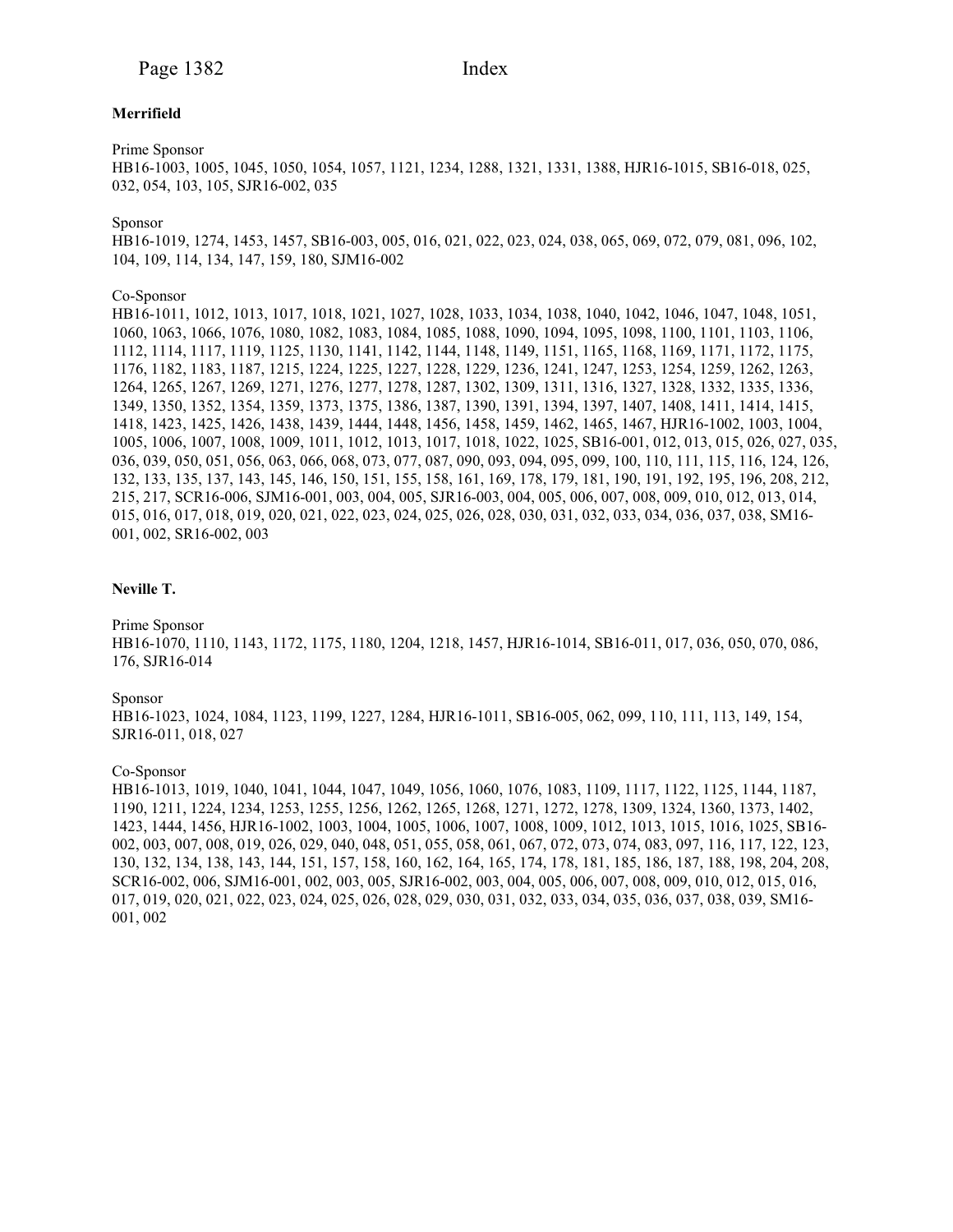**Merrifield**

Prime Sponsor
HB16-1003, 1005, 1045, 1050, 1054, 1057, 1121, 1234, 1288, 1321, 1331, 1388, HJR16-1015, SB16-018, 025, 032, 054, 103, 105, SJR16-002, 035

Sponsor
HB16-1019, 1274, 1453, 1457, SB16-003, 005, 016, 021, 022, 023, 024, 038, 065, 069, 072, 079, 081, 096, 102, 104, 109, 114, 134, 147, 159, 180, SJM16-002

Co-Sponsor
HB16-1011, 1012, 1013, 1017, 1018, 1021, 1027, 1028, 1033, 1034, 1038, 1040, 1042, 1046, 1047, 1048, 1051, 1060, 1063, 1066, 1076, 1080, 1082, 1083, 1084, 1085, 1088, 1090, 1094, 1095, 1098, 1100, 1101, 1103, 1106, 1112, 1114, 1117, 1119, 1125, 1130, 1141, 1142, 1144, 1148, 1149, 1151, 1165, 1168, 1169, 1171, 1172, 1175, 1176, 1182, 1183, 1187, 1215, 1224, 1225, 1227, 1228, 1229, 1236, 1241, 1247, 1253, 1254, 1259, 1262, 1263, 1264, 1265, 1267, 1269, 1271, 1276, 1277, 1278, 1287, 1302, 1309, 1311, 1316, 1327, 1328, 1332, 1335, 1336, 1349, 1350, 1352, 1354, 1359, 1373, 1375, 1386, 1387, 1390, 1391, 1394, 1397, 1407, 1408, 1411, 1414, 1415, 1418, 1423, 1425, 1426, 1438, 1439, 1444, 1448, 1456, 1458, 1459, 1462, 1465, 1467, HJR16-1002, 1003, 1004, 1005, 1006, 1007, 1008, 1009, 1011, 1012, 1013, 1017, 1018, 1022, 1025, SB16-001, 012, 013, 015, 026, 027, 035, 036, 039, 050, 051, 056, 063, 066, 068, 073, 077, 087, 090, 093, 094, 095, 099, 100, 110, 111, 115, 116, 124, 126, 132, 133, 135, 137, 143, 145, 146, 150, 151, 155, 158, 161, 169, 178, 179, 181, 190, 191, 192, 195, 196, 208, 212, 215, 217, SCR16-006, SJM16-001, 003, 004, 005, SJR16-003, 004, 005, 006, 007, 008, 009, 010, 012, 013, 014, 015, 016, 017, 018, 019, 020, 021, 022, 023, 024, 025, 026, 028, 030, 031, 032, 033, 034, 036, 037, 038, SM16-001, 002, SR16-002, 003

**Neville T.**

Prime Sponsor
HB16-1070, 1110, 1143, 1172, 1175, 1180, 1204, 1218, 1457, HJR16-1014, SB16-011, 017, 036, 050, 070, 086, 176, SJR16-014

Sponsor
HB16-1023, 1024, 1084, 1123, 1199, 1227, 1284, HJR16-1011, SB16-005, 062, 099, 110, 111, 113, 149, 154, SJR16-011, 018, 027

Co-Sponsor
HB16-1013, 1019, 1040, 1041, 1044, 1047, 1049, 1056, 1060, 1076, 1083, 1109, 1117, 1122, 1125, 1144, 1187, 1190, 1211, 1224, 1234, 1253, 1255, 1256, 1262, 1265, 1268, 1271, 1272, 1278, 1309, 1324, 1360, 1373, 1402, 1423, 1444, 1456, HJR16-1002, 1003, 1004, 1005, 1006, 1007, 1008, 1009, 1012, 1013, 1015, 1016, 1025, SB16-002, 003, 007, 008, 019, 026, 029, 040, 048, 051, 055, 058, 061, 067, 072, 073, 074, 083, 097, 116, 117, 122, 123, 130, 132, 134, 138, 143, 144, 151, 157, 158, 160, 162, 164, 165, 174, 178, 181, 185, 186, 187, 188, 198, 204, 208, SCR16-002, 006, SJM16-001, 002, 003, 005, SJR16-002, 003, 004, 005, 006, 007, 008, 009, 010, 012, 015, 016, 017, 019, 020, 021, 022, 023, 024, 025, 026, 028, 029, 030, 031, 032, 033, 034, 035, 036, 037, 038, 039, SM16-001, 002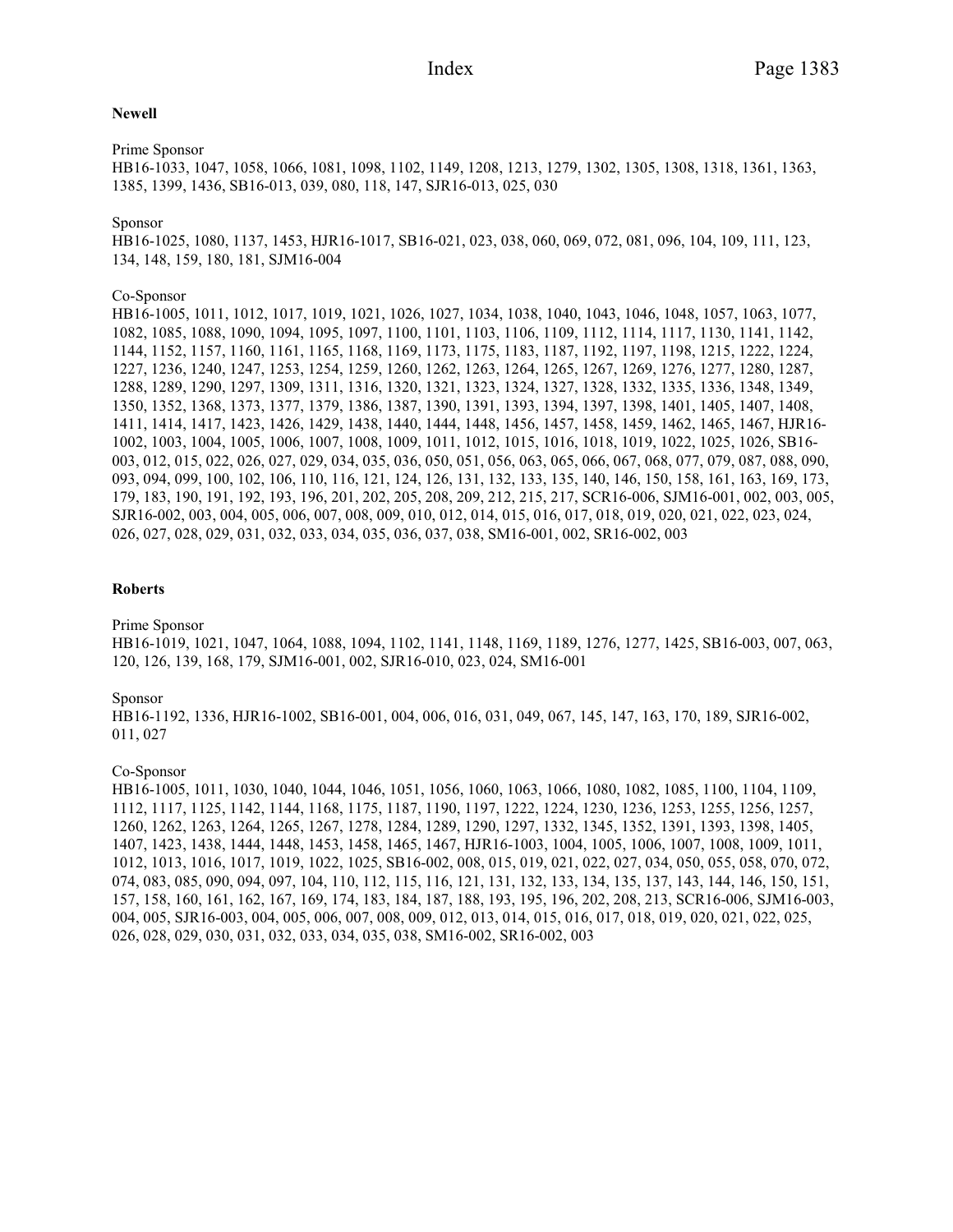**Newell**

Prime Sponsor

HB16-1033, 1047, 1058, 1066, 1081, 1098, 1102, 1149, 1208, 1213, 1279, 1302, 1305, 1308, 1318, 1361, 1363, 1385, 1399, 1436, SB16-013, 039, 080, 118, 147, SJR16-013, 025, 030

Sponsor

HB16-1025, 1080, 1137, 1453, HJR16-1017, SB16-021, 023, 038, 060, 069, 072, 081, 096, 104, 109, 111, 123, 134, 148, 159, 180, 181, SJM16-004

Co-Sponsor

HB16-1005, 1011, 1012, 1017, 1019, 1021, 1026, 1027, 1034, 1038, 1040, 1043, 1046, 1048, 1057, 1063, 1077, 1082, 1085, 1088, 1090, 1094, 1095, 1097, 1100, 1101, 1103, 1106, 1109, 1112, 1114, 1117, 1130, 1141, 1142, 1144, 1152, 1157, 1160, 1161, 1165, 1168, 1169, 1173, 1175, 1183, 1187, 1192, 1197, 1198, 1215, 1222, 1224, 1227, 1236, 1240, 1247, 1253, 1254, 1259, 1260, 1262, 1263, 1264, 1265, 1267, 1269, 1276, 1277, 1280, 1287, 1288, 1289, 1290, 1297, 1309, 1311, 1316, 1320, 1321, 1323, 1324, 1327, 1328, 1332, 1335, 1336, 1348, 1349, 1350, 1352, 1368, 1373, 1377, 1379, 1386, 1387, 1390, 1391, 1393, 1394, 1397, 1398, 1401, 1405, 1407, 1408, 1411, 1414, 1417, 1423, 1426, 1429, 1438, 1440, 1444, 1448, 1456, 1457, 1458, 1459, 1462, 1465, 1467, HJR16-1002, 1003, 1004, 1005, 1006, 1007, 1008, 1009, 1011, 1012, 1015, 1016, 1018, 1019, 1022, 1025, 1026, SB16-003, 012, 015, 022, 026, 027, 029, 034, 035, 036, 050, 051, 056, 063, 065, 066, 067, 068, 077, 079, 087, 088, 090, 093, 094, 099, 100, 102, 106, 110, 116, 121, 124, 126, 131, 132, 133, 135, 140, 146, 150, 158, 161, 163, 169, 173, 179, 183, 190, 191, 192, 193, 196, 201, 202, 205, 208, 209, 212, 215, 217, SCR16-006, SJM16-001, 002, 003, 005, SJR16-002, 003, 004, 005, 006, 007, 008, 009, 010, 012, 014, 015, 016, 017, 018, 019, 020, 021, 022, 023, 024, 026, 027, 028, 029, 031, 032, 033, 034, 035, 036, 037, 038, SM16-001, 002, SR16-002, 003

**Roberts**

Prime Sponsor

HB16-1019, 1021, 1047, 1064, 1088, 1094, 1102, 1141, 1148, 1169, 1189, 1276, 1277, 1425, SB16-003, 007, 063, 120, 126, 139, 168, 179, SJM16-001, 002, SJR16-010, 023, 024, SM16-001

Sponsor

HB16-1192, 1336, HJR16-1002, SB16-001, 004, 006, 016, 031, 049, 067, 145, 147, 163, 170, 189, SJR16-002, 011, 027

Co-Sponsor

HB16-1005, 1011, 1030, 1040, 1044, 1046, 1051, 1056, 1060, 1063, 1066, 1080, 1082, 1085, 1100, 1104, 1109, 1112, 1117, 1125, 1142, 1144, 1168, 1175, 1187, 1190, 1197, 1222, 1224, 1230, 1236, 1253, 1255, 1256, 1257, 1260, 1262, 1263, 1264, 1265, 1267, 1278, 1284, 1289, 1290, 1297, 1332, 1345, 1352, 1391, 1393, 1398, 1405, 1407, 1423, 1438, 1444, 1448, 1453, 1458, 1465, 1467, HJR16-1003, 1004, 1005, 1006, 1007, 1008, 1009, 1011, 1012, 1013, 1016, 1017, 1019, 1022, 1025, SB16-002, 008, 015, 019, 021, 022, 027, 034, 050, 055, 058, 070, 072, 074, 083, 085, 090, 094, 097, 104, 110, 112, 115, 116, 121, 131, 132, 133, 134, 135, 137, 143, 144, 146, 150, 151, 157, 158, 160, 161, 162, 167, 169, 174, 183, 184, 187, 188, 193, 195, 196, 202, 208, 213, SCR16-006, SJM16-003, 004, 005, SJR16-003, 004, 005, 006, 007, 008, 009, 012, 013, 014, 015, 016, 017, 018, 019, 020, 021, 022, 025, 026, 028, 029, 030, 031, 032, 033, 034, 035, 038, SM16-002, SR16-002, 003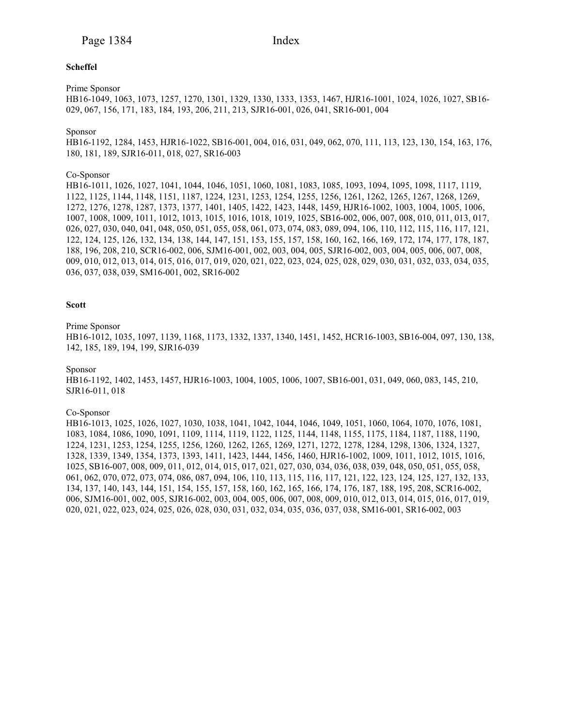**Scheffel**

Prime Sponsor
HB16-1049, 1063, 1073, 1257, 1270, 1301, 1329, 1330, 1333, 1353, 1467, HJR16-1001, 1024, 1026, 1027, SB16-029, 067, 156, 171, 183, 184, 193, 206, 211, 213, SJR16-001, 026, 041, SR16-001, 004

Sponsor
HB16-1192, 1284, 1453, HJR16-1022, SB16-001, 004, 016, 031, 049, 062, 070, 111, 113, 123, 130, 154, 163, 176, 180, 181, 189, SJR16-011, 018, 027, SR16-003

Co-Sponsor
HB16-1011, 1026, 1027, 1041, 1044, 1046, 1051, 1060, 1081, 1083, 1085, 1093, 1094, 1095, 1098, 1117, 1119, 1122, 1125, 1144, 1148, 1151, 1187, 1224, 1231, 1253, 1254, 1255, 1256, 1261, 1262, 1265, 1267, 1268, 1269, 1272, 1276, 1278, 1287, 1373, 1377, 1401, 1405, 1422, 1423, 1448, 1459, HJR16-1002, 1003, 1004, 1005, 1006, 1007, 1008, 1009, 1011, 1012, 1013, 1015, 1016, 1018, 1019, 1025, SB16-002, 006, 007, 008, 010, 011, 013, 017, 026, 027, 030, 040, 041, 048, 050, 051, 055, 058, 061, 073, 074, 083, 089, 094, 106, 110, 112, 115, 116, 117, 121, 122, 124, 125, 126, 132, 134, 138, 144, 147, 151, 153, 155, 157, 158, 160, 162, 166, 169, 172, 174, 177, 178, 187, 188, 196, 208, 210, SCR16-002, 006, SJM16-001, 002, 003, 004, 005, SJR16-002, 003, 004, 005, 006, 007, 008, 009, 010, 012, 013, 014, 015, 016, 017, 019, 020, 021, 022, 023, 024, 025, 028, 029, 030, 031, 032, 033, 034, 035, 036, 037, 038, 039, SM16-001, 002, SR16-002

**Scott**

Prime Sponsor
HB16-1012, 1035, 1097, 1139, 1168, 1173, 1332, 1337, 1340, 1451, 1452, HCR16-1003, SB16-004, 097, 130, 138, 142, 185, 189, 194, 199, SJR16-039

Sponsor
HB16-1192, 1402, 1453, 1457, HJR16-1003, 1004, 1005, 1006, 1007, SB16-001, 031, 049, 060, 083, 145, 210, SJR16-011, 018

Co-Sponsor
HB16-1013, 1025, 1026, 1027, 1030, 1038, 1041, 1042, 1044, 1046, 1049, 1051, 1060, 1064, 1070, 1076, 1081, 1083, 1084, 1086, 1090, 1091, 1109, 1114, 1119, 1122, 1125, 1144, 1148, 1155, 1175, 1184, 1187, 1188, 1190, 1224, 1231, 1253, 1254, 1255, 1256, 1260, 1262, 1265, 1269, 1271, 1272, 1278, 1284, 1298, 1306, 1324, 1327, 1328, 1339, 1349, 1354, 1373, 1393, 1411, 1423, 1444, 1456, 1460, HJR16-1002, 1009, 1011, 1012, 1015, 1016, 1025, SB16-007, 008, 009, 011, 012, 014, 015, 017, 021, 027, 030, 034, 036, 038, 039, 048, 050, 051, 055, 058, 061, 062, 070, 072, 073, 074, 086, 087, 094, 106, 110, 113, 115, 116, 117, 121, 122, 123, 124, 125, 127, 132, 133, 134, 137, 140, 143, 144, 151, 154, 155, 157, 158, 160, 162, 165, 166, 174, 176, 187, 188, 195, 208, SCR16-002, 006, SJM16-001, 002, 005, SJR16-002, 003, 004, 005, 006, 007, 008, 009, 010, 012, 013, 014, 015, 016, 017, 019, 020, 021, 022, 023, 024, 025, 026, 028, 030, 031, 032, 034, 035, 036, 037, 038, SM16-001, SR16-002, 003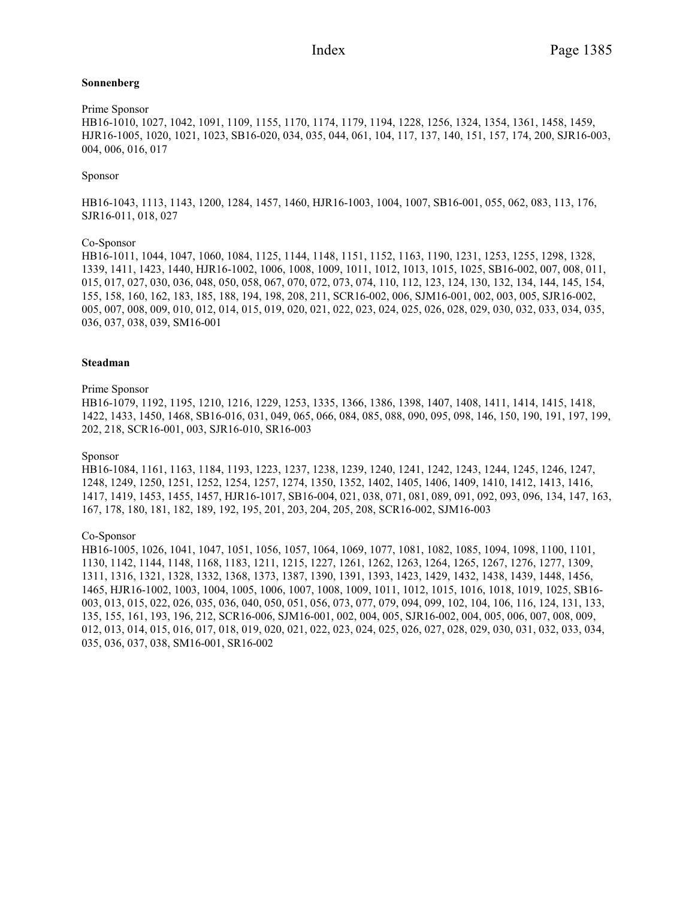**Sonnenberg**

Prime Sponsor
HB16-1010, 1027, 1042, 1091, 1109, 1155, 1170, 1174, 1179, 1194, 1228, 1256, 1324, 1354, 1361, 1458, 1459, HJR16-1005, 1020, 1021, 1023, SB16-020, 034, 035, 044, 061, 104, 117, 137, 140, 151, 157, 174, 200, SJR16-003, 004, 006, 016, 017

Sponsor

HB16-1043, 1113, 1143, 1200, 1284, 1457, 1460, HJR16-1003, 1004, 1007, SB16-001, 055, 062, 083, 113, 176, SJR16-011, 018, 027

Co-Sponsor
HB16-1011, 1044, 1047, 1060, 1084, 1125, 1144, 1148, 1151, 1152, 1163, 1190, 1231, 1253, 1255, 1298, 1328, 1339, 1411, 1423, 1440, HJR16-1002, 1006, 1008, 1009, 1011, 1012, 1013, 1015, 1025, SB16-002, 007, 008, 011, 015, 017, 027, 030, 036, 048, 050, 058, 067, 070, 072, 073, 074, 110, 112, 123, 124, 130, 132, 134, 144, 145, 154, 155, 158, 160, 162, 183, 185, 188, 194, 198, 208, 211, SCR16-002, 006, SJM16-001, 002, 003, 005, SJR16-002, 005, 007, 008, 009, 010, 012, 014, 015, 019, 020, 021, 022, 023, 024, 025, 026, 028, 029, 030, 032, 033, 034, 035, 036, 037, 038, 039, SM16-001

**Steadman**

Prime Sponsor
HB16-1079, 1192, 1195, 1210, 1216, 1229, 1253, 1335, 1366, 1386, 1398, 1407, 1408, 1411, 1414, 1415, 1418, 1422, 1433, 1450, 1468, SB16-016, 031, 049, 065, 066, 084, 085, 088, 090, 095, 098, 146, 150, 190, 191, 197, 199, 202, 218, SCR16-001, 003, SJR16-010, SR16-003

Sponsor
HB16-1084, 1161, 1163, 1184, 1193, 1223, 1237, 1238, 1239, 1240, 1241, 1242, 1243, 1244, 1245, 1246, 1247, 1248, 1249, 1250, 1251, 1252, 1254, 1257, 1274, 1350, 1352, 1402, 1405, 1406, 1409, 1410, 1412, 1413, 1416, 1417, 1419, 1453, 1455, 1457, HJR16-1017, SB16-004, 021, 038, 071, 081, 089, 091, 092, 093, 096, 134, 147, 163, 167, 178, 180, 181, 182, 189, 192, 195, 201, 203, 204, 205, 208, SCR16-002, SJM16-003

Co-Sponsor
HB16-1005, 1026, 1041, 1047, 1051, 1056, 1057, 1064, 1069, 1077, 1081, 1082, 1085, 1094, 1098, 1100, 1101, 1130, 1142, 1144, 1148, 1168, 1183, 1211, 1215, 1227, 1261, 1262, 1263, 1264, 1265, 1267, 1276, 1277, 1309, 1311, 1316, 1321, 1328, 1332, 1368, 1373, 1387, 1390, 1391, 1393, 1423, 1429, 1432, 1438, 1439, 1448, 1456, 1465, HJR16-1002, 1003, 1004, 1005, 1006, 1007, 1008, 1009, 1011, 1012, 1015, 1016, 1018, 1019, 1025, SB16-003, 013, 015, 022, 026, 035, 036, 040, 050, 051, 056, 073, 077, 079, 094, 099, 102, 104, 106, 116, 124, 131, 133, 135, 155, 161, 193, 196, 212, SCR16-006, SJM16-001, 002, 004, 005, SJR16-002, 004, 005, 006, 007, 008, 009, 012, 013, 014, 015, 016, 017, 018, 019, 020, 021, 022, 023, 024, 025, 026, 027, 028, 029, 030, 031, 032, 033, 034, 035, 036, 037, 038, SM16-001, SR16-002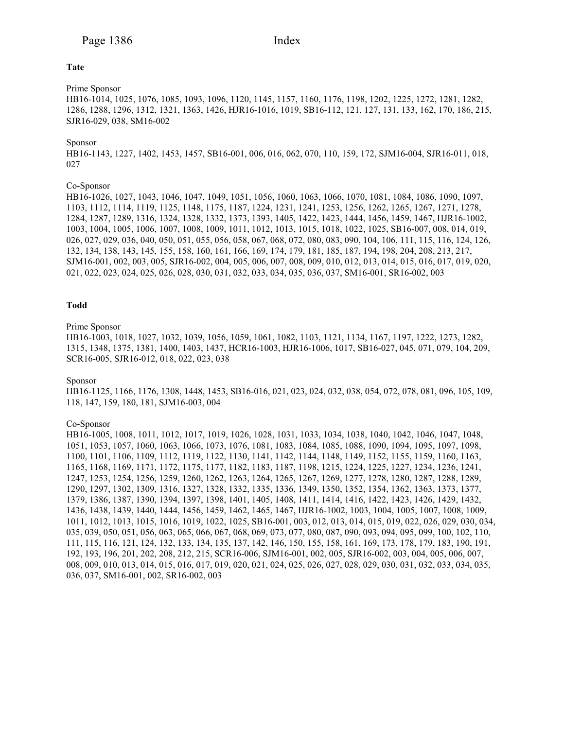**Tate**

Prime Sponsor
HB16-1014, 1025, 1076, 1085, 1093, 1096, 1120, 1145, 1157, 1160, 1176, 1198, 1202, 1225, 1272, 1281, 1282, 1286, 1288, 1296, 1312, 1321, 1363, 1426, HJR16-1016, 1019, SB16-112, 121, 127, 131, 133, 162, 170, 186, 215, SJR16-029, 038, SM16-002

Sponsor
HB16-1143, 1227, 1402, 1453, 1457, SB16-001, 006, 016, 062, 070, 110, 159, 172, SJM16-004, SJR16-011, 018, 027

Co-Sponsor
HB16-1026, 1027, 1043, 1046, 1047, 1049, 1051, 1056, 1060, 1063, 1066, 1070, 1081, 1084, 1086, 1090, 1097, 1103, 1112, 1114, 1119, 1125, 1148, 1175, 1187, 1224, 1231, 1241, 1253, 1256, 1262, 1265, 1267, 1271, 1278, 1284, 1287, 1289, 1316, 1324, 1328, 1332, 1373, 1393, 1405, 1422, 1423, 1444, 1456, 1459, 1467, HJR16-1002, 1003, 1004, 1005, 1006, 1007, 1008, 1009, 1011, 1012, 1013, 1015, 1018, 1022, 1025, SB16-007, 008, 014, 019, 026, 027, 029, 036, 040, 050, 051, 055, 056, 058, 067, 068, 072, 080, 083, 090, 104, 106, 111, 115, 116, 124, 126, 132, 134, 138, 143, 145, 155, 158, 160, 161, 166, 169, 174, 179, 181, 185, 187, 194, 198, 204, 208, 213, 217, SJM16-001, 002, 003, 005, SJR16-002, 004, 005, 006, 007, 008, 009, 010, 012, 013, 014, 015, 016, 017, 019, 020, 021, 022, 023, 024, 025, 026, 028, 030, 031, 032, 033, 034, 035, 036, 037, SM16-001, SR16-002, 003

**Todd**

Prime Sponsor
HB16-1003, 1018, 1027, 1032, 1039, 1056, 1059, 1061, 1082, 1103, 1121, 1134, 1167, 1197, 1222, 1273, 1282, 1315, 1348, 1375, 1381, 1400, 1403, 1437, HCR16-1003, HJR16-1006, 1017, SB16-027, 045, 071, 079, 104, 209, SCR16-005, SJR16-012, 018, 022, 023, 038

Sponsor
HB16-1125, 1166, 1176, 1308, 1448, 1453, SB16-016, 021, 023, 024, 032, 038, 054, 072, 078, 081, 096, 105, 109, 118, 147, 159, 180, 181, SJM16-003, 004

Co-Sponsor
HB16-1005, 1008, 1011, 1012, 1017, 1019, 1026, 1028, 1031, 1033, 1034, 1038, 1040, 1042, 1046, 1047, 1048, 1051, 1053, 1057, 1060, 1063, 1066, 1073, 1076, 1081, 1083, 1084, 1085, 1088, 1090, 1094, 1095, 1097, 1098, 1100, 1101, 1106, 1109, 1112, 1119, 1122, 1130, 1141, 1142, 1144, 1148, 1149, 1152, 1155, 1159, 1160, 1163, 1165, 1168, 1169, 1171, 1172, 1175, 1177, 1182, 1183, 1187, 1198, 1215, 1224, 1225, 1227, 1234, 1236, 1241, 1247, 1253, 1254, 1256, 1259, 1260, 1262, 1263, 1264, 1265, 1267, 1269, 1277, 1278, 1280, 1287, 1288, 1289, 1290, 1297, 1302, 1309, 1316, 1327, 1328, 1332, 1335, 1336, 1349, 1350, 1352, 1354, 1362, 1363, 1373, 1377, 1379, 1386, 1387, 1390, 1394, 1397, 1398, 1401, 1405, 1408, 1411, 1414, 1416, 1422, 1423, 1426, 1429, 1432, 1436, 1438, 1439, 1440, 1444, 1456, 1459, 1462, 1465, 1467, HJR16-1002, 1003, 1004, 1005, 1007, 1008, 1009, 1011, 1012, 1013, 1015, 1016, 1019, 1022, 1025, SB16-001, 003, 012, 013, 014, 015, 019, 022, 026, 029, 030, 034, 035, 039, 050, 051, 056, 063, 065, 066, 067, 068, 069, 073, 077, 080, 087, 090, 093, 094, 095, 099, 100, 102, 110, 111, 115, 116, 121, 124, 132, 133, 134, 135, 137, 142, 146, 150, 155, 158, 161, 169, 173, 178, 179, 183, 190, 191, 192, 193, 196, 201, 202, 208, 212, 215, SCR16-006, SJM16-001, 002, 005, SJR16-002, 003, 004, 005, 006, 007, 008, 009, 010, 013, 014, 015, 016, 017, 019, 020, 021, 024, 025, 026, 027, 028, 029, 030, 031, 032, 033, 034, 035, 036, 037, SM16-001, 002, SR16-002, 003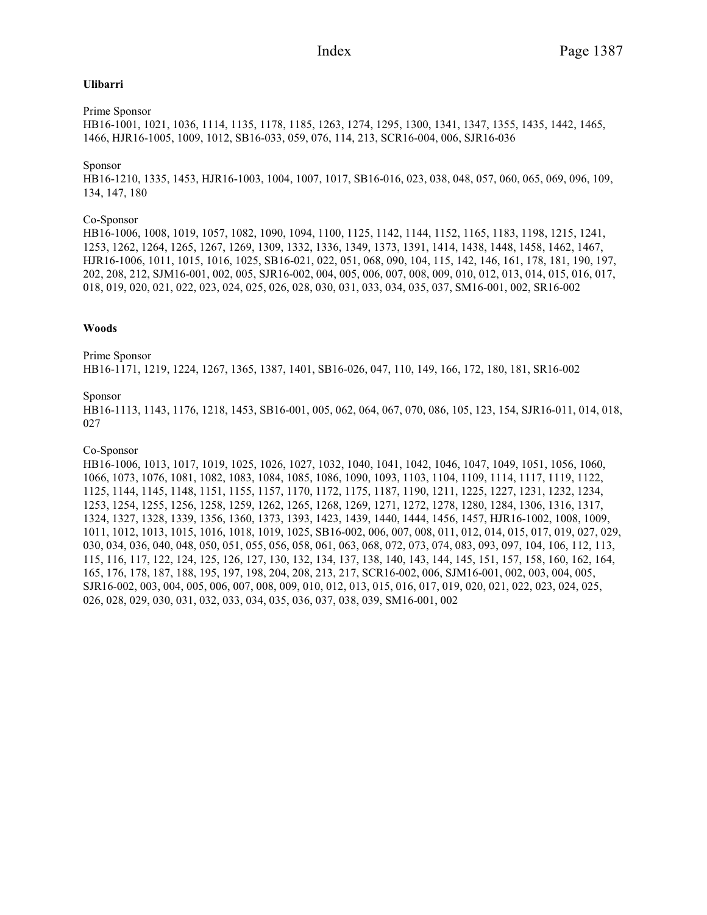**Ulibarri**

Prime Sponsor
HB16-1001, 1021, 1036, 1114, 1135, 1178, 1185, 1263, 1274, 1295, 1300, 1341, 1347, 1355, 1435, 1442, 1465, 1466, HJR16-1005, 1009, 1012, SB16-033, 059, 076, 114, 213, SCR16-004, 006, SJR16-036

Sponsor
HB16-1210, 1335, 1453, HJR16-1003, 1004, 1007, 1017, SB16-016, 023, 038, 048, 057, 060, 065, 069, 096, 109, 134, 147, 180

Co-Sponsor
HB16-1006, 1008, 1019, 1057, 1082, 1090, 1094, 1100, 1125, 1142, 1144, 1152, 1165, 1183, 1198, 1215, 1241, 1253, 1262, 1264, 1265, 1267, 1269, 1309, 1332, 1336, 1349, 1373, 1391, 1414, 1438, 1448, 1458, 1462, 1467, HJR16-1006, 1011, 1015, 1016, 1025, SB16-021, 022, 051, 068, 090, 104, 115, 142, 146, 161, 178, 181, 190, 197, 202, 208, 212, SJM16-001, 002, 005, SJR16-002, 004, 005, 006, 007, 008, 009, 010, 012, 013, 014, 015, 016, 017, 018, 019, 020, 021, 022, 023, 024, 025, 026, 028, 030, 031, 033, 034, 035, 037, SM16-001, 002, SR16-002

**Woods**

Prime Sponsor
HB16-1171, 1219, 1224, 1267, 1365, 1387, 1401, SB16-026, 047, 110, 149, 166, 172, 180, 181, SR16-002

Sponsor
HB16-1113, 1143, 1176, 1218, 1453, SB16-001, 005, 062, 064, 067, 070, 086, 105, 123, 154, SJR16-011, 014, 018, 027

Co-Sponsor
HB16-1006, 1013, 1017, 1019, 1025, 1026, 1027, 1032, 1040, 1041, 1042, 1046, 1047, 1049, 1051, 1056, 1060, 1066, 1073, 1076, 1081, 1082, 1083, 1084, 1085, 1086, 1090, 1093, 1103, 1104, 1109, 1114, 1117, 1119, 1122, 1125, 1144, 1145, 1148, 1151, 1155, 1157, 1170, 1172, 1175, 1187, 1190, 1211, 1225, 1227, 1231, 1232, 1234, 1253, 1254, 1255, 1256, 1258, 1259, 1262, 1265, 1268, 1269, 1271, 1272, 1278, 1280, 1284, 1306, 1316, 1317, 1324, 1327, 1328, 1339, 1356, 1360, 1373, 1393, 1423, 1439, 1440, 1444, 1456, 1457, HJR16-1002, 1008, 1009, 1011, 1012, 1013, 1015, 1016, 1018, 1019, 1025, SB16-002, 006, 007, 008, 011, 012, 014, 015, 017, 019, 027, 029, 030, 034, 036, 040, 048, 050, 051, 055, 056, 058, 061, 063, 068, 072, 073, 074, 083, 093, 097, 104, 106, 112, 113, 115, 116, 117, 122, 124, 125, 126, 127, 130, 132, 134, 137, 138, 140, 143, 144, 145, 151, 157, 158, 160, 162, 164, 165, 176, 178, 187, 188, 195, 197, 198, 204, 208, 213, 217, SCR16-002, 006, SJM16-001, 002, 003, 004, 005, SJR16-002, 003, 004, 005, 006, 007, 008, 009, 010, 012, 013, 015, 016, 017, 019, 020, 021, 022, 023, 024, 025, 026, 028, 029, 030, 031, 032, 033, 034, 035, 036, 037, 038, 039, SM16-001, 002